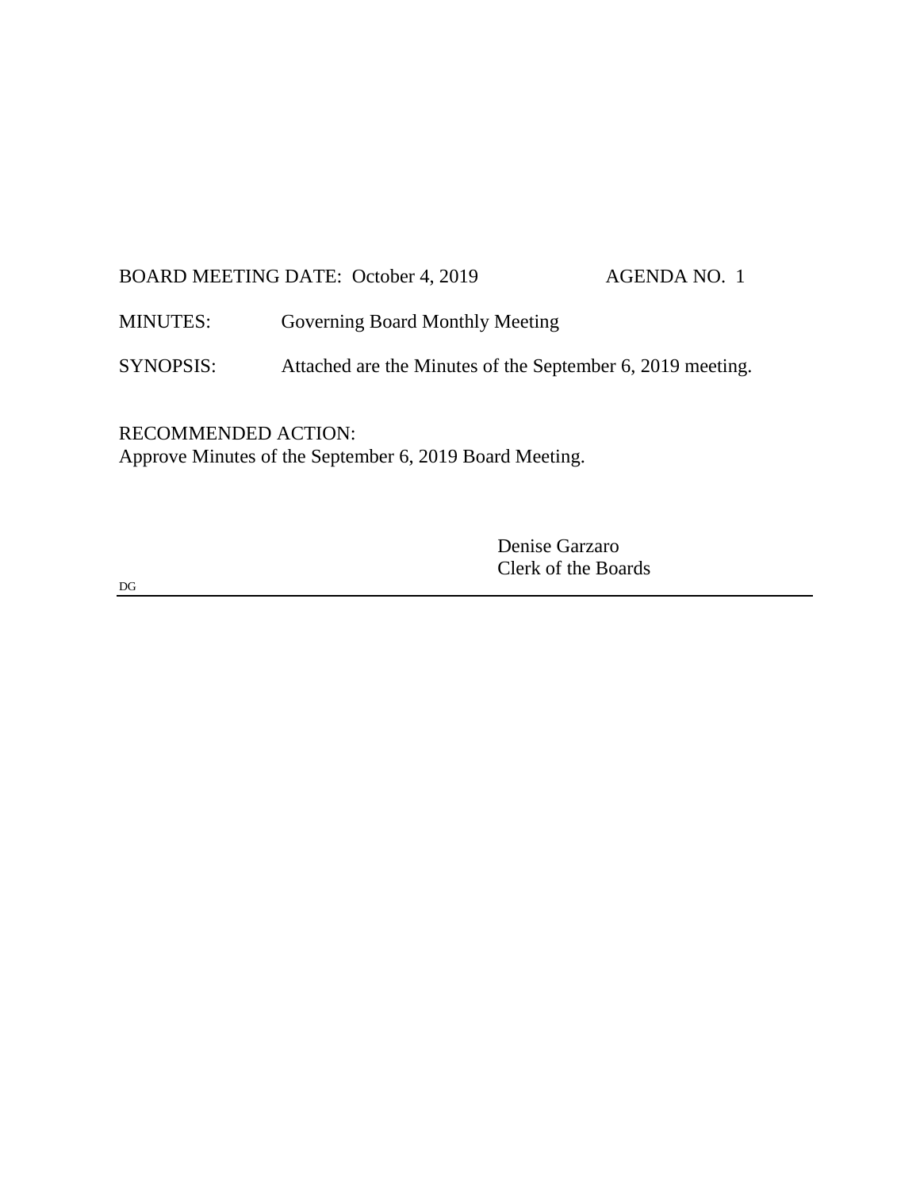BOARD MEETING DATE: October 4, 2019 AGENDA NO. 1

MINUTES: Governing Board Monthly Meeting

SYNOPSIS: Attached are the Minutes of the September 6, 2019 meeting.

RECOMMENDED ACTION:
Approve Minutes of the September 6, 2019 Board Meeting.

Denise Garzaro
Clerk of the Boards

DG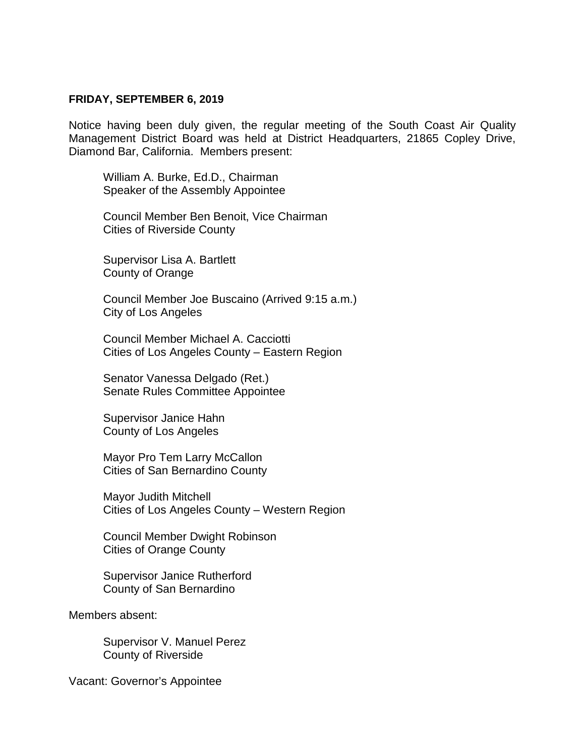**FRIDAY, SEPTEMBER 6, 2019**

Notice having been duly given, the regular meeting of the South Coast Air Quality Management District Board was held at District Headquarters, 21865 Copley Drive, Diamond Bar, California. Members present:

William A. Burke, Ed.D., Chairman
Speaker of the Assembly Appointee

Council Member Ben Benoit, Vice Chairman
Cities of Riverside County

Supervisor Lisa A. Bartlett
County of Orange

Council Member Joe Buscaino (Arrived 9:15 a.m.)
City of Los Angeles

Council Member Michael A. Cacciotti
Cities of Los Angeles County – Eastern Region

Senator Vanessa Delgado (Ret.)
Senate Rules Committee Appointee

Supervisor Janice Hahn
County of Los Angeles

Mayor Pro Tem Larry McCallon
Cities of San Bernardino County

Mayor Judith Mitchell
Cities of Los Angeles County – Western Region

Council Member Dwight Robinson
Cities of Orange County

Supervisor Janice Rutherford
County of San Bernardino

Members absent:

Supervisor V. Manuel Perez
County of Riverside

Vacant: Governor's Appointee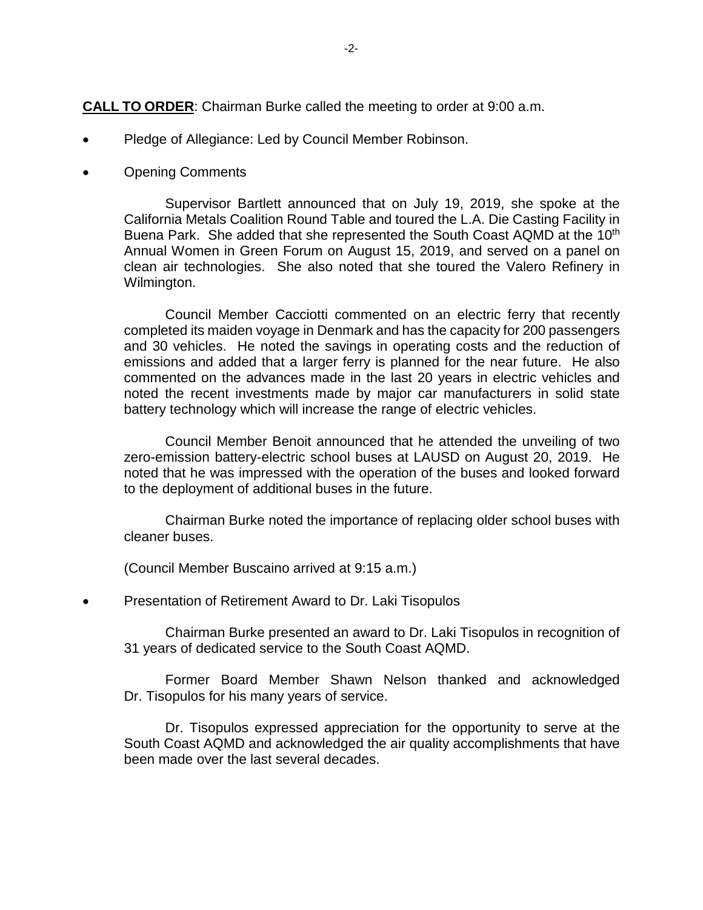**CALL TO ORDER**: Chairman Burke called the meeting to order at 9:00 a.m.

- Pledge of Allegiance: Led by Council Member Robinson.
- Opening Comments

  Supervisor Bartlett announced that on July 19, 2019, she spoke at the California Metals Coalition Round Table and toured the L.A. Die Casting Facility in Buena Park. She added that she represented the South Coast AQMD at the 10th Annual Women in Green Forum on August 15, 2019, and served on a panel on clean air technologies. She also noted that she toured the Valero Refinery in Wilmington.

  Council Member Cacciotti commented on an electric ferry that recently completed its maiden voyage in Denmark and has the capacity for 200 passengers and 30 vehicles. He noted the savings in operating costs and the reduction of emissions and added that a larger ferry is planned for the near future. He also commented on the advances made in the last 20 years in electric vehicles and noted the recent investments made by major car manufacturers in solid state battery technology which will increase the range of electric vehicles.

  Council Member Benoit announced that he attended the unveiling of two zero-emission battery-electric school buses at LAUSD on August 20, 2019. He noted that he was impressed with the operation of the buses and looked forward to the deployment of additional buses in the future.

  Chairman Burke noted the importance of replacing older school buses with cleaner buses.

  (Council Member Buscaino arrived at 9:15 a.m.)

- Presentation of Retirement Award to Dr. Laki Tisopulos

  Chairman Burke presented an award to Dr. Laki Tisopulos in recognition of 31 years of dedicated service to the South Coast AQMD.

  Former Board Member Shawn Nelson thanked and acknowledged Dr. Tisopulos for his many years of service.

  Dr. Tisopulos expressed appreciation for the opportunity to serve at the South Coast AQMD and acknowledged the air quality accomplishments that have been made over the last several decades.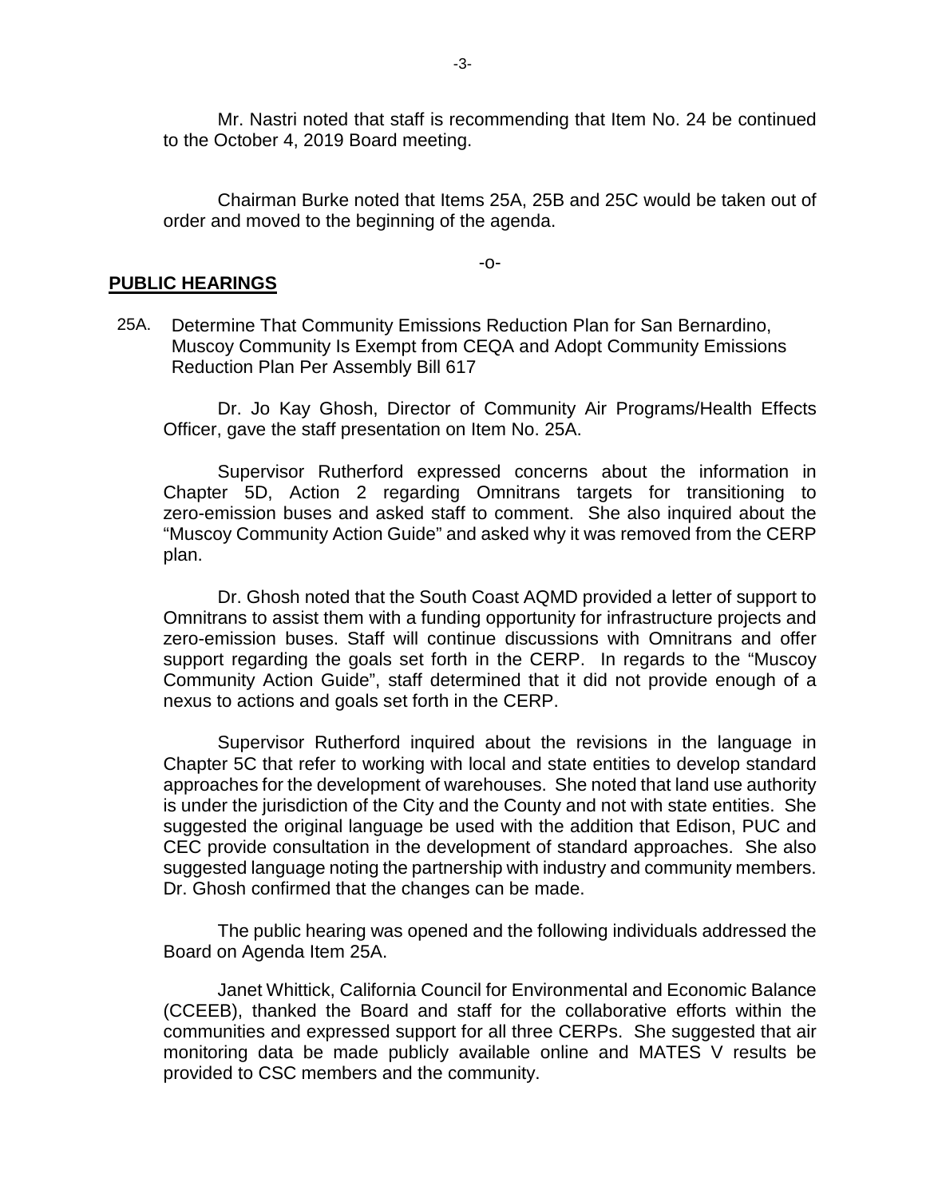Mr. Nastri noted that staff is recommending that Item No. 24 be continued to the October 4, 2019 Board meeting.

Chairman Burke noted that Items 25A, 25B and 25C would be taken out of order and moved to the beginning of the agenda.

-o-

## PUBLIC HEARINGS

25A. Determine That Community Emissions Reduction Plan for San Bernardino, Muscoy Community Is Exempt from CEQA and Adopt Community Emissions Reduction Plan Per Assembly Bill 617

Dr. Jo Kay Ghosh, Director of Community Air Programs/Health Effects Officer, gave the staff presentation on Item No. 25A.

Supervisor Rutherford expressed concerns about the information in Chapter 5D, Action 2 regarding Omnitrans targets for transitioning to zero-emission buses and asked staff to comment. She also inquired about the "Muscoy Community Action Guide" and asked why it was removed from the CERP plan.

Dr. Ghosh noted that the South Coast AQMD provided a letter of support to Omnitrans to assist them with a funding opportunity for infrastructure projects and zero-emission buses. Staff will continue discussions with Omnitrans and offer support regarding the goals set forth in the CERP. In regards to the "Muscoy Community Action Guide", staff determined that it did not provide enough of a nexus to actions and goals set forth in the CERP.

Supervisor Rutherford inquired about the revisions in the language in Chapter 5C that refer to working with local and state entities to develop standard approaches for the development of warehouses. She noted that land use authority is under the jurisdiction of the City and the County and not with state entities. She suggested the original language be used with the addition that Edison, PUC and CEC provide consultation in the development of standard approaches. She also suggested language noting the partnership with industry and community members. Dr. Ghosh confirmed that the changes can be made.

The public hearing was opened and the following individuals addressed the Board on Agenda Item 25A.

Janet Whittick, California Council for Environmental and Economic Balance (CCEEB), thanked the Board and staff for the collaborative efforts within the communities and expressed support for all three CERPs. She suggested that air monitoring data be made publicly available online and MATES V results be provided to CSC members and the community.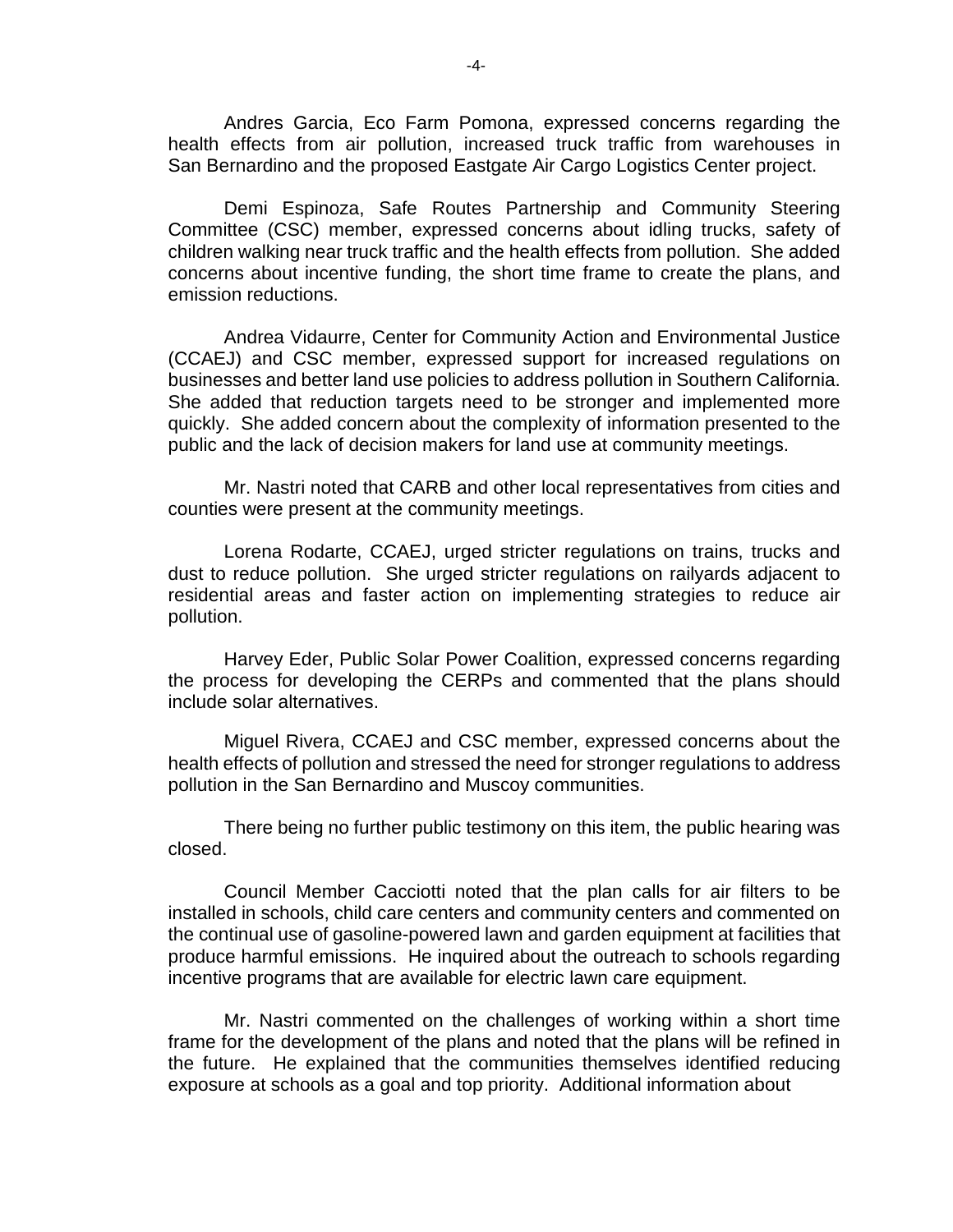Andres Garcia, Eco Farm Pomona, expressed concerns regarding the health effects from air pollution, increased truck traffic from warehouses in San Bernardino and the proposed Eastgate Air Cargo Logistics Center project.

Demi Espinoza, Safe Routes Partnership and Community Steering Committee (CSC) member, expressed concerns about idling trucks, safety of children walking near truck traffic and the health effects from pollution. She added concerns about incentive funding, the short time frame to create the plans, and emission reductions.

Andrea Vidaurre, Center for Community Action and Environmental Justice (CCAEJ) and CSC member, expressed support for increased regulations on businesses and better land use policies to address pollution in Southern California. She added that reduction targets need to be stronger and implemented more quickly. She added concern about the complexity of information presented to the public and the lack of decision makers for land use at community meetings.

Mr. Nastri noted that CARB and other local representatives from cities and counties were present at the community meetings.

Lorena Rodarte, CCAEJ, urged stricter regulations on trains, trucks and dust to reduce pollution. She urged stricter regulations on railyards adjacent to residential areas and faster action on implementing strategies to reduce air pollution.

Harvey Eder, Public Solar Power Coalition, expressed concerns regarding the process for developing the CERPs and commented that the plans should include solar alternatives.

Miguel Rivera, CCAEJ and CSC member, expressed concerns about the health effects of pollution and stressed the need for stronger regulations to address pollution in the San Bernardino and Muscoy communities.

There being no further public testimony on this item, the public hearing was closed.

Council Member Cacciotti noted that the plan calls for air filters to be installed in schools, child care centers and community centers and commented on the continual use of gasoline-powered lawn and garden equipment at facilities that produce harmful emissions. He inquired about the outreach to schools regarding incentive programs that are available for electric lawn care equipment.

Mr. Nastri commented on the challenges of working within a short time frame for the development of the plans and noted that the plans will be refined in the future. He explained that the communities themselves identified reducing exposure at schools as a goal and top priority. Additional information about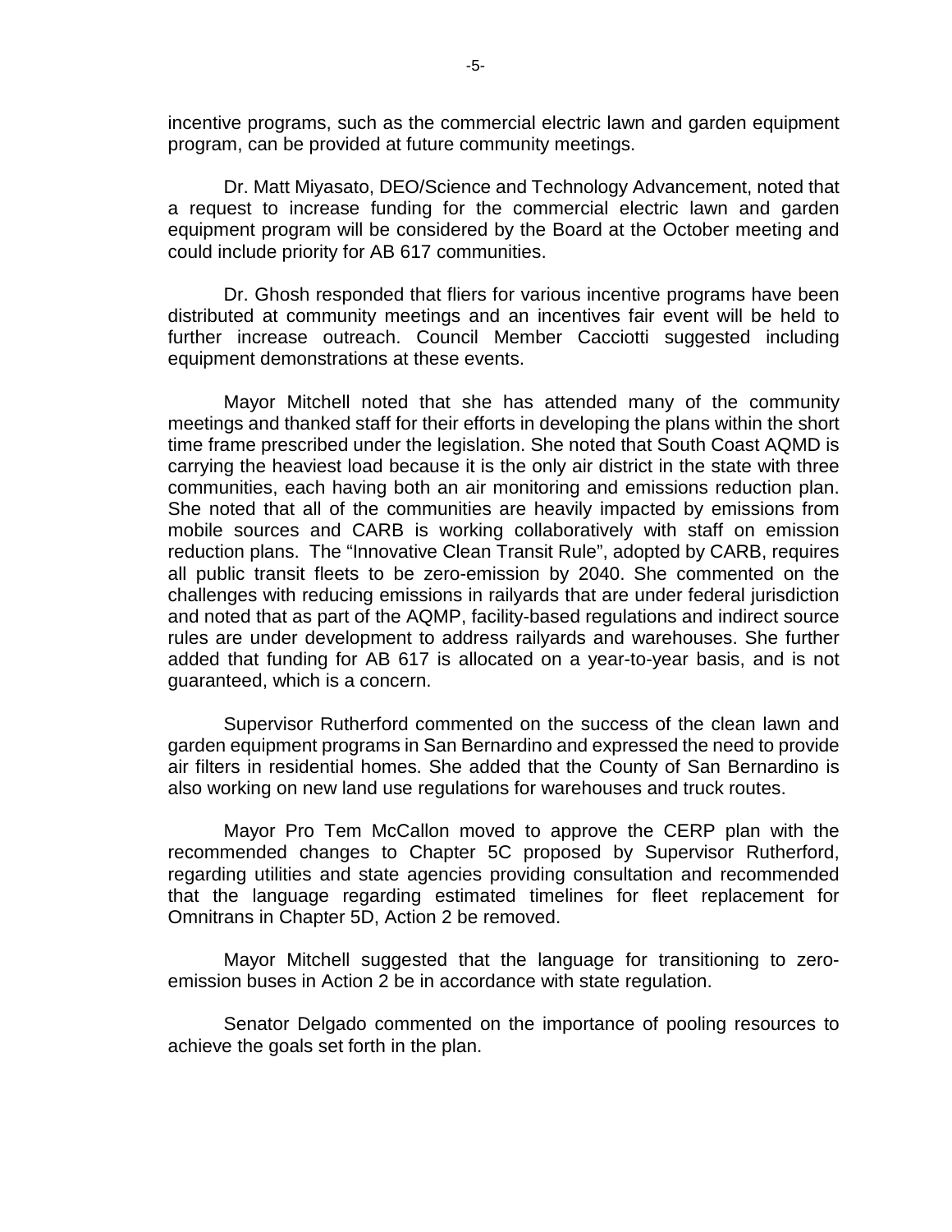incentive programs, such as the commercial electric lawn and garden equipment program, can be provided at future community meetings.

Dr. Matt Miyasato, DEO/Science and Technology Advancement, noted that a request to increase funding for the commercial electric lawn and garden equipment program will be considered by the Board at the October meeting and could include priority for AB 617 communities.

Dr. Ghosh responded that fliers for various incentive programs have been distributed at community meetings and an incentives fair event will be held to further increase outreach. Council Member Cacciotti suggested including equipment demonstrations at these events.

Mayor Mitchell noted that she has attended many of the community meetings and thanked staff for their efforts in developing the plans within the short time frame prescribed under the legislation. She noted that South Coast AQMD is carrying the heaviest load because it is the only air district in the state with three communities, each having both an air monitoring and emissions reduction plan. She noted that all of the communities are heavily impacted by emissions from mobile sources and CARB is working collaboratively with staff on emission reduction plans. The "Innovative Clean Transit Rule", adopted by CARB, requires all public transit fleets to be zero-emission by 2040. She commented on the challenges with reducing emissions in railyards that are under federal jurisdiction and noted that as part of the AQMP, facility-based regulations and indirect source rules are under development to address railyards and warehouses. She further added that funding for AB 617 is allocated on a year-to-year basis, and is not guaranteed, which is a concern.

Supervisor Rutherford commented on the success of the clean lawn and garden equipment programs in San Bernardino and expressed the need to provide air filters in residential homes. She added that the County of San Bernardino is also working on new land use regulations for warehouses and truck routes.

Mayor Pro Tem McCallon moved to approve the CERP plan with the recommended changes to Chapter 5C proposed by Supervisor Rutherford, regarding utilities and state agencies providing consultation and recommended that the language regarding estimated timelines for fleet replacement for Omnitrans in Chapter 5D, Action 2 be removed.

Mayor Mitchell suggested that the language for transitioning to zero-emission buses in Action 2 be in accordance with state regulation.

Senator Delgado commented on the importance of pooling resources to achieve the goals set forth in the plan.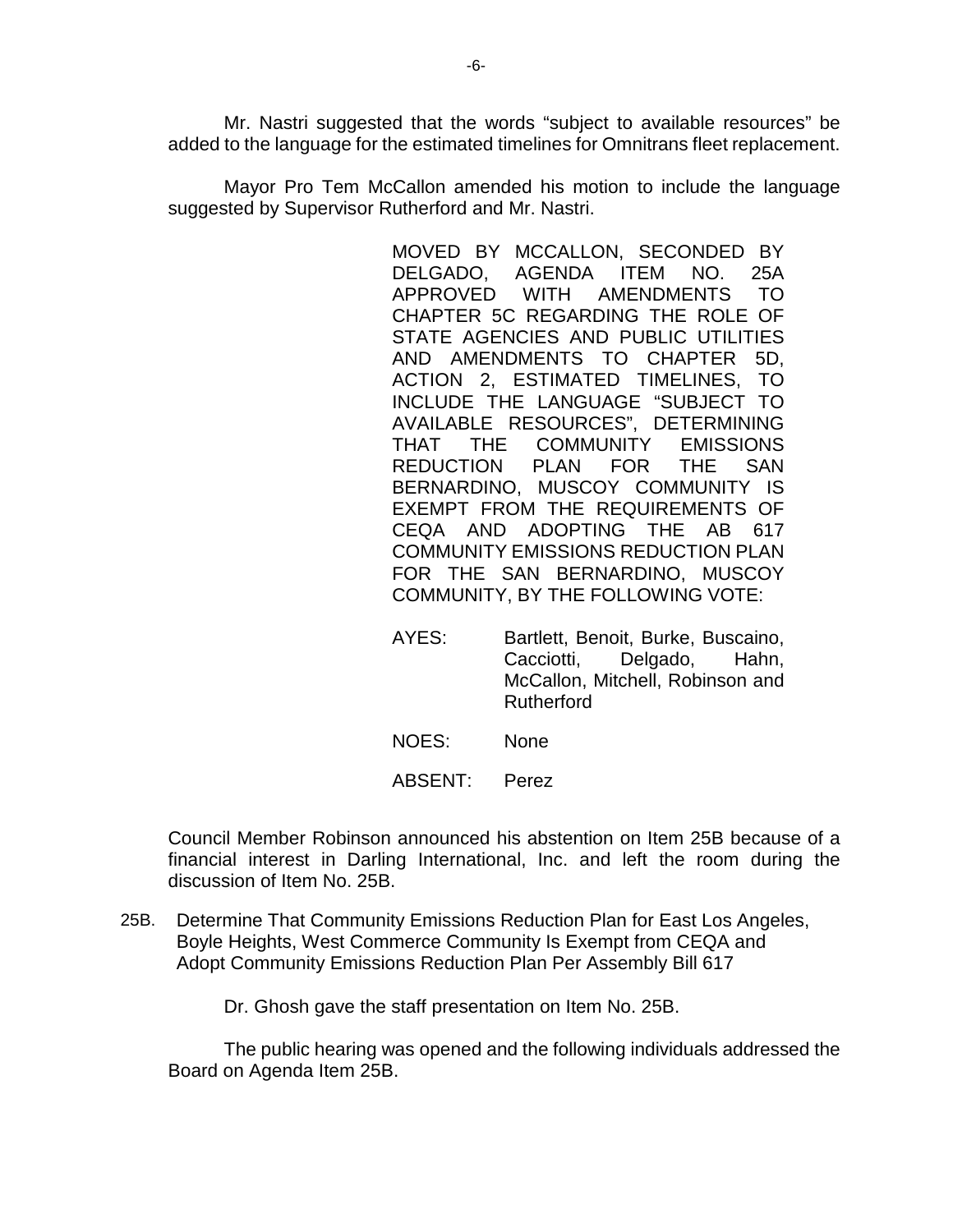Mr. Nastri suggested that the words "subject to available resources" be added to the language for the estimated timelines for Omnitrans fleet replacement.

Mayor Pro Tem McCallon amended his motion to include the language suggested by Supervisor Rutherford and Mr. Nastri.

MOVED BY MCCALLON, SECONDED BY DELGADO, AGENDA ITEM NO. 25A APPROVED WITH AMENDMENTS TO CHAPTER 5C REGARDING THE ROLE OF STATE AGENCIES AND PUBLIC UTILITIES AND AMENDMENTS TO CHAPTER 5D, ACTION 2, ESTIMATED TIMELINES, TO INCLUDE THE LANGUAGE "SUBJECT TO AVAILABLE RESOURCES", DETERMINING THAT THE COMMUNITY EMISSIONS REDUCTION PLAN FOR THE SAN BERNARDINO, MUSCOY COMMUNITY IS EXEMPT FROM THE REQUIREMENTS OF CEQA AND ADOPTING THE AB 617 COMMUNITY EMISSIONS REDUCTION PLAN FOR THE SAN BERNARDINO, MUSCOY COMMUNITY, BY THE FOLLOWING VOTE:

AYES: Bartlett, Benoit, Burke, Buscaino, Cacciotti, Delgado, Hahn, McCallon, Mitchell, Robinson and Rutherford

NOES: None

ABSENT: Perez

Council Member Robinson announced his abstention on Item 25B because of a financial interest in Darling International, Inc. and left the room during the discussion of Item No. 25B.

25B. Determine That Community Emissions Reduction Plan for East Los Angeles, Boyle Heights, West Commerce Community Is Exempt from CEQA and Adopt Community Emissions Reduction Plan Per Assembly Bill 617

Dr. Ghosh gave the staff presentation on Item No. 25B.

The public hearing was opened and the following individuals addressed the Board on Agenda Item 25B.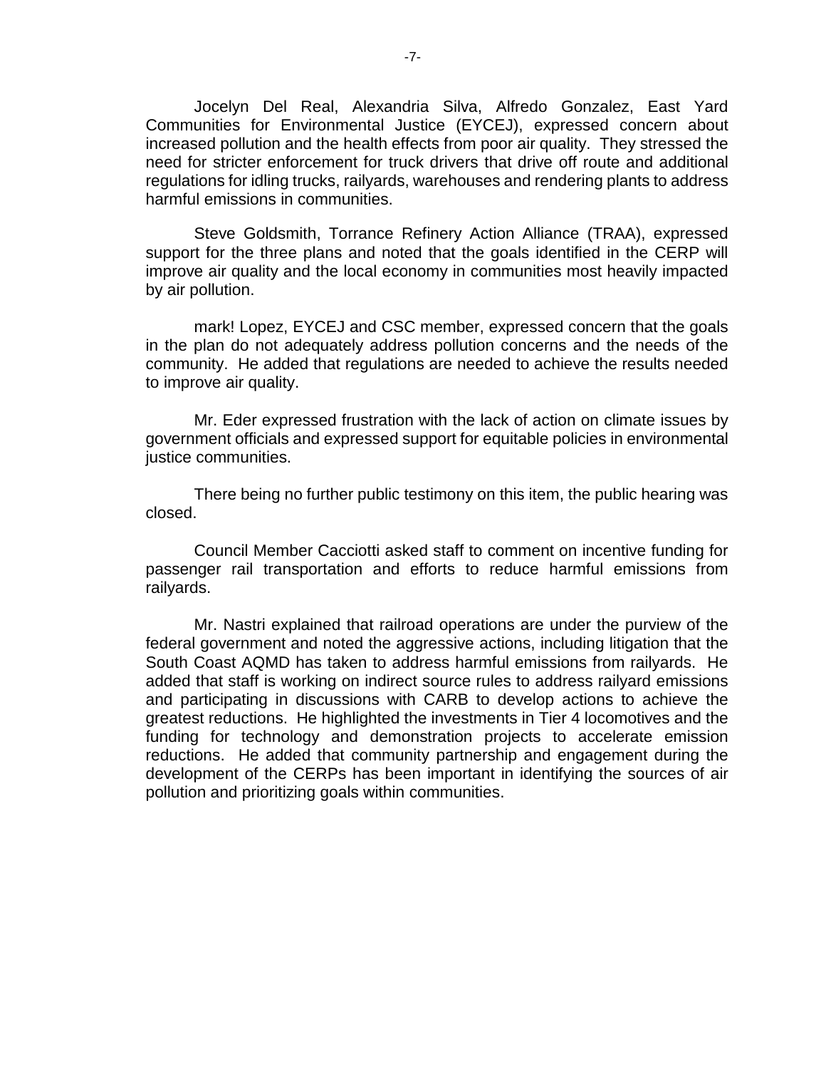Jocelyn Del Real, Alexandria Silva, Alfredo Gonzalez, East Yard Communities for Environmental Justice (EYCEJ), expressed concern about increased pollution and the health effects from poor air quality. They stressed the need for stricter enforcement for truck drivers that drive off route and additional regulations for idling trucks, railyards, warehouses and rendering plants to address harmful emissions in communities.

Steve Goldsmith, Torrance Refinery Action Alliance (TRAA), expressed support for the three plans and noted that the goals identified in the CERP will improve air quality and the local economy in communities most heavily impacted by air pollution.

mark! Lopez, EYCEJ and CSC member, expressed concern that the goals in the plan do not adequately address pollution concerns and the needs of the community. He added that regulations are needed to achieve the results needed to improve air quality.

Mr. Eder expressed frustration with the lack of action on climate issues by government officials and expressed support for equitable policies in environmental justice communities.

There being no further public testimony on this item, the public hearing was closed.

Council Member Cacciotti asked staff to comment on incentive funding for passenger rail transportation and efforts to reduce harmful emissions from railyards.

Mr. Nastri explained that railroad operations are under the purview of the federal government and noted the aggressive actions, including litigation that the South Coast AQMD has taken to address harmful emissions from railyards. He added that staff is working on indirect source rules to address railyard emissions and participating in discussions with CARB to develop actions to achieve the greatest reductions. He highlighted the investments in Tier 4 locomotives and the funding for technology and demonstration projects to accelerate emission reductions. He added that community partnership and engagement during the development of the CERPs has been important in identifying the sources of air pollution and prioritizing goals within communities.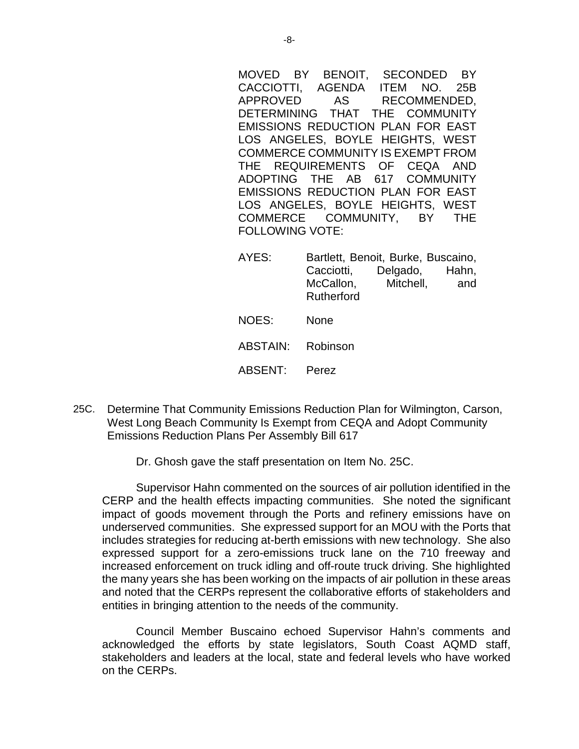MOVED BY BENOIT, SECONDED BY CACCIOTTI, AGENDA ITEM NO. 25B APPROVED AS RECOMMENDED, DETERMINING THAT THE COMMUNITY EMISSIONS REDUCTION PLAN FOR EAST LOS ANGELES, BOYLE HEIGHTS, WEST COMMERCE COMMUNITY IS EXEMPT FROM THE REQUIREMENTS OF CEQA AND ADOPTING THE AB 617 COMMUNITY EMISSIONS REDUCTION PLAN FOR EAST LOS ANGELES, BOYLE HEIGHTS, WEST COMMERCE COMMUNITY, BY THE FOLLOWING VOTE:

AYES: Bartlett, Benoit, Burke, Buscaino, Cacciotti, Delgado, Hahn, McCallon, Mitchell, and Rutherford

NOES: None

ABSTAIN: Robinson

ABSENT: Perez

25C. Determine That Community Emissions Reduction Plan for Wilmington, Carson, West Long Beach Community Is Exempt from CEQA and Adopt Community Emissions Reduction Plans Per Assembly Bill 617

Dr. Ghosh gave the staff presentation on Item No. 25C.

Supervisor Hahn commented on the sources of air pollution identified in the CERP and the health effects impacting communities. She noted the significant impact of goods movement through the Ports and refinery emissions have on underserved communities. She expressed support for an MOU with the Ports that includes strategies for reducing at-berth emissions with new technology. She also expressed support for a zero-emissions truck lane on the 710 freeway and increased enforcement on truck idling and off-route truck driving. She highlighted the many years she has been working on the impacts of air pollution in these areas and noted that the CERPs represent the collaborative efforts of stakeholders and entities in bringing attention to the needs of the community.

Council Member Buscaino echoed Supervisor Hahn's comments and acknowledged the efforts by state legislators, South Coast AQMD staff, stakeholders and leaders at the local, state and federal levels who have worked on the CERPs.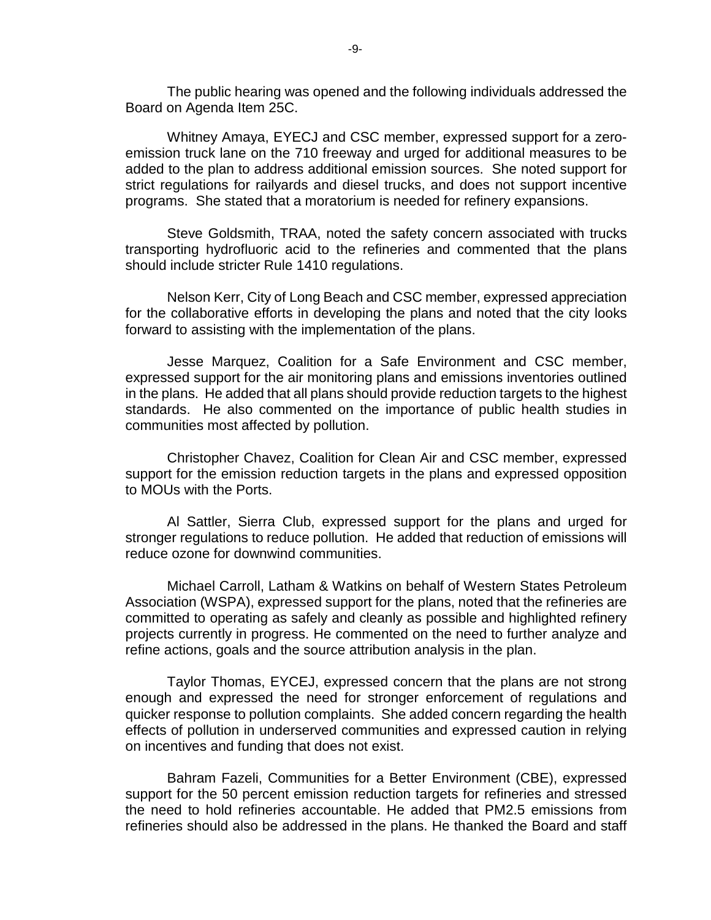The public hearing was opened and the following individuals addressed the Board on Agenda Item 25C.

Whitney Amaya, EYECJ and CSC member, expressed support for a zero-emission truck lane on the 710 freeway and urged for additional measures to be added to the plan to address additional emission sources. She noted support for strict regulations for railyards and diesel trucks, and does not support incentive programs. She stated that a moratorium is needed for refinery expansions.

Steve Goldsmith, TRAA, noted the safety concern associated with trucks transporting hydrofluoric acid to the refineries and commented that the plans should include stricter Rule 1410 regulations.

Nelson Kerr, City of Long Beach and CSC member, expressed appreciation for the collaborative efforts in developing the plans and noted that the city looks forward to assisting with the implementation of the plans.

Jesse Marquez, Coalition for a Safe Environment and CSC member, expressed support for the air monitoring plans and emissions inventories outlined in the plans. He added that all plans should provide reduction targets to the highest standards. He also commented on the importance of public health studies in communities most affected by pollution.

Christopher Chavez, Coalition for Clean Air and CSC member, expressed support for the emission reduction targets in the plans and expressed opposition to MOUs with the Ports.

Al Sattler, Sierra Club, expressed support for the plans and urged for stronger regulations to reduce pollution. He added that reduction of emissions will reduce ozone for downwind communities.

Michael Carroll, Latham & Watkins on behalf of Western States Petroleum Association (WSPA), expressed support for the plans, noted that the refineries are committed to operating as safely and cleanly as possible and highlighted refinery projects currently in progress. He commented on the need to further analyze and refine actions, goals and the source attribution analysis in the plan.

Taylor Thomas, EYCEJ, expressed concern that the plans are not strong enough and expressed the need for stronger enforcement of regulations and quicker response to pollution complaints. She added concern regarding the health effects of pollution in underserved communities and expressed caution in relying on incentives and funding that does not exist.

Bahram Fazeli, Communities for a Better Environment (CBE), expressed support for the 50 percent emission reduction targets for refineries and stressed the need to hold refineries accountable. He added that PM2.5 emissions from refineries should also be addressed in the plans. He thanked the Board and staff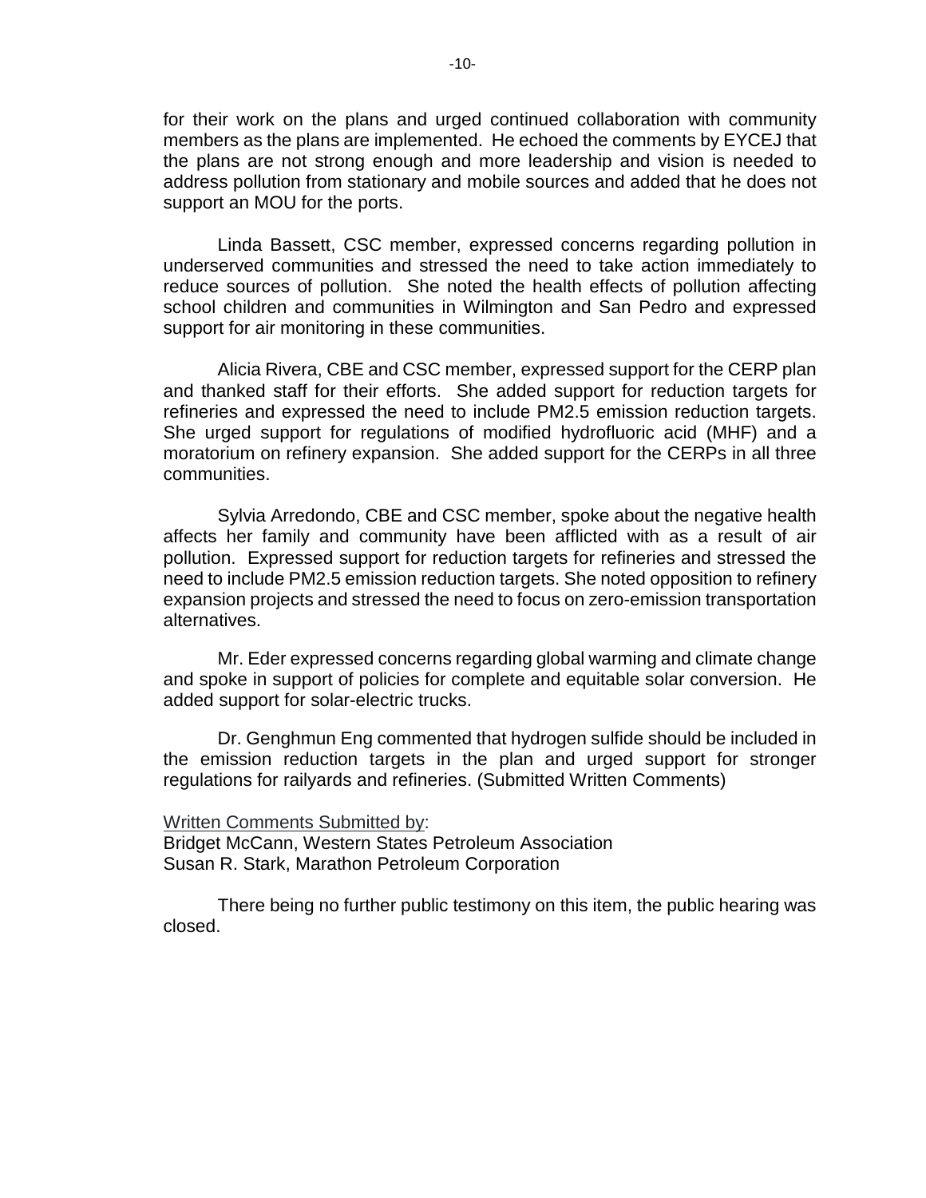for their work on the plans and urged continued collaboration with community members as the plans are implemented. He echoed the comments by EYCEJ that the plans are not strong enough and more leadership and vision is needed to address pollution from stationary and mobile sources and added that he does not support an MOU for the ports.

Linda Bassett, CSC member, expressed concerns regarding pollution in underserved communities and stressed the need to take action immediately to reduce sources of pollution. She noted the health effects of pollution affecting school children and communities in Wilmington and San Pedro and expressed support for air monitoring in these communities.

Alicia Rivera, CBE and CSC member, expressed support for the CERP plan and thanked staff for their efforts. She added support for reduction targets for refineries and expressed the need to include PM2.5 emission reduction targets. She urged support for regulations of modified hydrofluoric acid (MHF) and a moratorium on refinery expansion. She added support for the CERPs in all three communities.

Sylvia Arredondo, CBE and CSC member, spoke about the negative health affects her family and community have been afflicted with as a result of air pollution. Expressed support for reduction targets for refineries and stressed the need to include PM2.5 emission reduction targets. She noted opposition to refinery expansion projects and stressed the need to focus on zero-emission transportation alternatives.

Mr. Eder expressed concerns regarding global warming and climate change and spoke in support of policies for complete and equitable solar conversion. He added support for solar-electric trucks.

Dr. Genghmun Eng commented that hydrogen sulfide should be included in the emission reduction targets in the plan and urged support for stronger regulations for railyards and refineries. (Submitted Written Comments)

Written Comments Submitted by:
Bridget McCann, Western States Petroleum Association
Susan R. Stark, Marathon Petroleum Corporation

There being no further public testimony on this item, the public hearing was closed.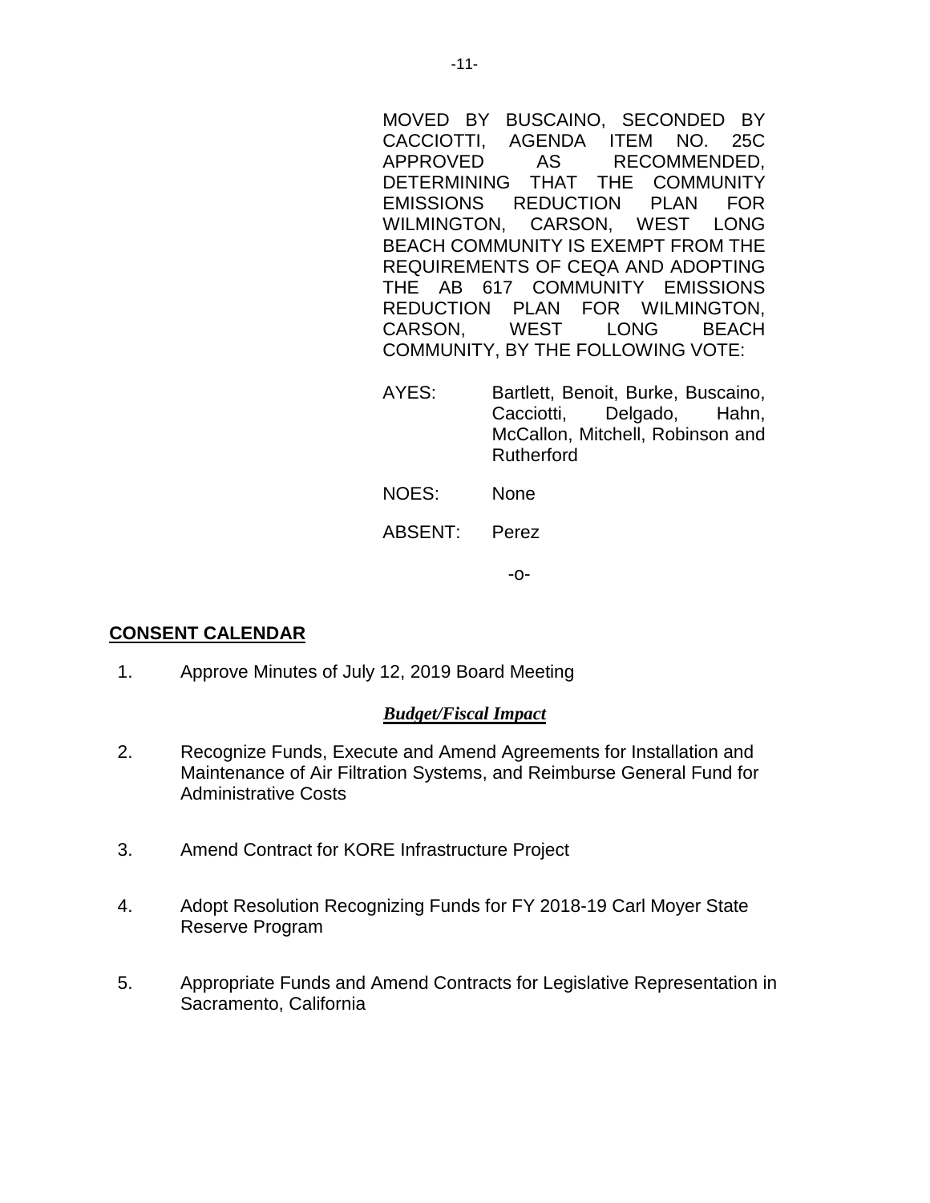MOVED BY BUSCAINO, SECONDED BY CACCIOTTI, AGENDA ITEM NO. 25C APPROVED AS RECOMMENDED, DETERMINING THAT THE COMMUNITY EMISSIONS REDUCTION PLAN FOR WILMINGTON, CARSON, WEST LONG BEACH COMMUNITY IS EXEMPT FROM THE REQUIREMENTS OF CEQA AND ADOPTING THE AB 617 COMMUNITY EMISSIONS REDUCTION PLAN FOR WILMINGTON, CARSON, WEST LONG BEACH COMMUNITY, BY THE FOLLOWING VOTE:

AYES: Bartlett, Benoit, Burke, Buscaino, Cacciotti, Delgado, Hahn, McCallon, Mitchell, Robinson and Rutherford

NOES: None

ABSENT: Perez

-o-

**CONSENT CALENDAR**

1. Approve Minutes of July 12, 2019 Board Meeting

***Budget/Fiscal Impact***

2. Recognize Funds, Execute and Amend Agreements for Installation and Maintenance of Air Filtration Systems, and Reimburse General Fund for Administrative Costs

3. Amend Contract for KORE Infrastructure Project

4. Adopt Resolution Recognizing Funds for FY 2018-19 Carl Moyer State Reserve Program

5. Appropriate Funds and Amend Contracts for Legislative Representation in Sacramento, California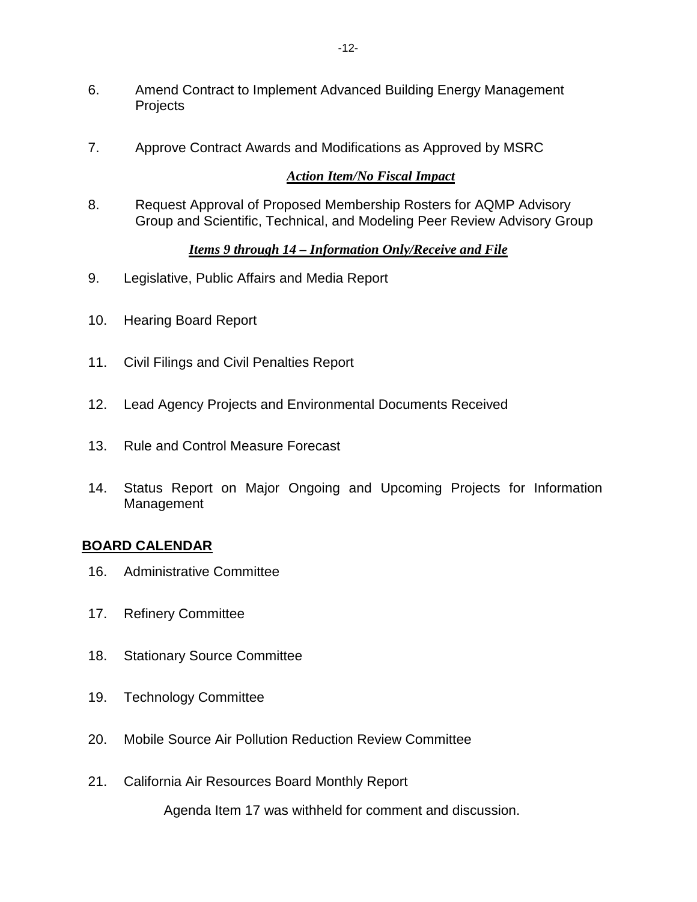6. Amend Contract to Implement Advanced Building Energy Management Projects

7. Approve Contract Awards and Modifications as Approved by MSRC

***Action Item/No Fiscal Impact***

8. Request Approval of Proposed Membership Rosters for AQMP Advisory Group and Scientific, Technical, and Modeling Peer Review Advisory Group

***Items 9 through 14 – Information Only/Receive and File***

9. Legislative, Public Affairs and Media Report

10. Hearing Board Report

11. Civil Filings and Civil Penalties Report

12. Lead Agency Projects and Environmental Documents Received

13. Rule and Control Measure Forecast

14. Status Report on Major Ongoing and Upcoming Projects for Information Management

**BOARD CALENDAR**

16. Administrative Committee

17. Refinery Committee

18. Stationary Source Committee

19. Technology Committee

20. Mobile Source Air Pollution Reduction Review Committee

21. California Air Resources Board Monthly Report

Agenda Item 17 was withheld for comment and discussion.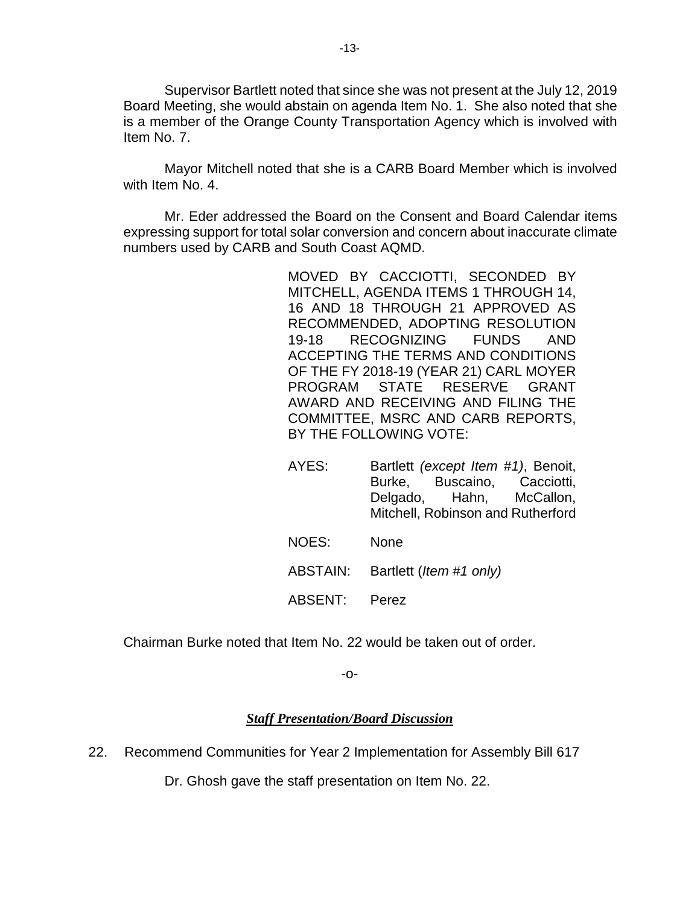Supervisor Bartlett noted that since she was not present at the July 12, 2019 Board Meeting, she would abstain on agenda Item No. 1. She also noted that she is a member of the Orange County Transportation Agency which is involved with Item No. 7.

Mayor Mitchell noted that she is a CARB Board Member which is involved with Item No. 4.

Mr. Eder addressed the Board on the Consent and Board Calendar items expressing support for total solar conversion and concern about inaccurate climate numbers used by CARB and South Coast AQMD.

MOVED BY CACCIOTTI, SECONDED BY MITCHELL, AGENDA ITEMS 1 THROUGH 14, 16 AND 18 THROUGH 21 APPROVED AS RECOMMENDED, ADOPTING RESOLUTION 19-18 RECOGNIZING FUNDS AND ACCEPTING THE TERMS AND CONDITIONS OF THE FY 2018-19 (YEAR 21) CARL MOYER PROGRAM STATE RESERVE GRANT AWARD AND RECEIVING AND FILING THE COMMITTEE, MSRC AND CARB REPORTS, BY THE FOLLOWING VOTE:

AYES: Bartlett *(except Item #1)*, Benoit, Burke, Buscaino, Cacciotti, Delgado, Hahn, McCallon, Mitchell, Robinson and Rutherford

NOES: None

ABSTAIN: Bartlett (*Item #1 only)*

ABSENT: Perez

Chairman Burke noted that Item No. 22 would be taken out of order.

-o-

***Staff Presentation/Board Discussion***

22. Recommend Communities for Year 2 Implementation for Assembly Bill 617

Dr. Ghosh gave the staff presentation on Item No. 22.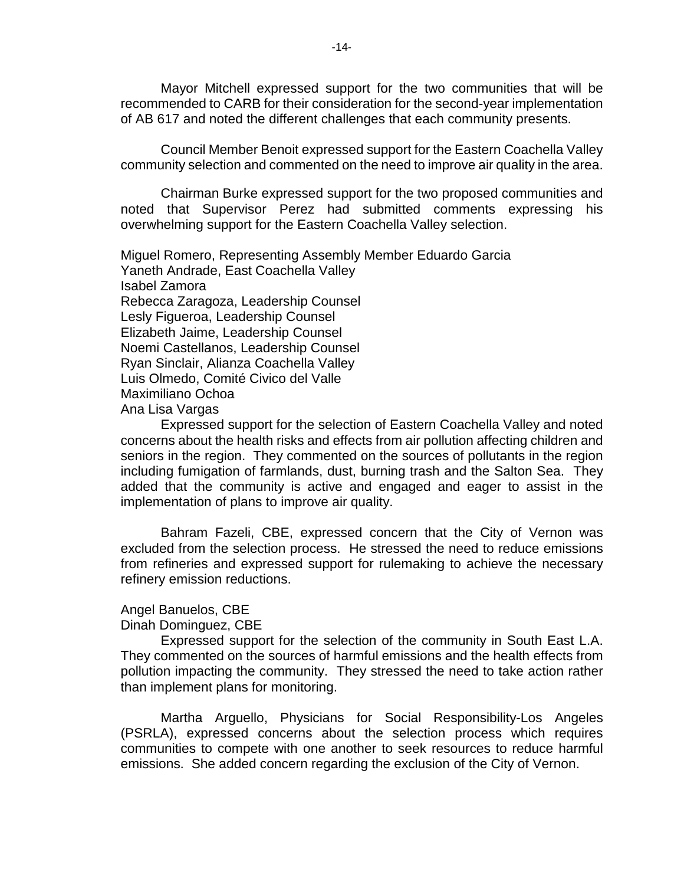Mayor Mitchell expressed support for the two communities that will be recommended to CARB for their consideration for the second-year implementation of AB 617 and noted the different challenges that each community presents.

Council Member Benoit expressed support for the Eastern Coachella Valley community selection and commented on the need to improve air quality in the area.

Chairman Burke expressed support for the two proposed communities and noted that Supervisor Perez had submitted comments expressing his overwhelming support for the Eastern Coachella Valley selection.

Miguel Romero, Representing Assembly Member Eduardo Garcia
Yaneth Andrade, East Coachella Valley
Isabel Zamora
Rebecca Zaragoza, Leadership Counsel
Lesly Figueroa, Leadership Counsel
Elizabeth Jaime, Leadership Counsel
Noemi Castellanos, Leadership Counsel
Ryan Sinclair, Alianza Coachella Valley
Luis Olmedo, Comité Civico del Valle
Maximiliano Ochoa
Ana Lisa Vargas

Expressed support for the selection of Eastern Coachella Valley and noted concerns about the health risks and effects from air pollution affecting children and seniors in the region. They commented on the sources of pollutants in the region including fumigation of farmlands, dust, burning trash and the Salton Sea. They added that the community is active and engaged and eager to assist in the implementation of plans to improve air quality.

Bahram Fazeli, CBE, expressed concern that the City of Vernon was excluded from the selection process. He stressed the need to reduce emissions from refineries and expressed support for rulemaking to achieve the necessary refinery emission reductions.

Angel Banuelos, CBE
Dinah Dominguez, CBE

Expressed support for the selection of the community in South East L.A. They commented on the sources of harmful emissions and the health effects from pollution impacting the community. They stressed the need to take action rather than implement plans for monitoring.

Martha Arguello, Physicians for Social Responsibility-Los Angeles (PSRLA), expressed concerns about the selection process which requires communities to compete with one another to seek resources to reduce harmful emissions. She added concern regarding the exclusion of the City of Vernon.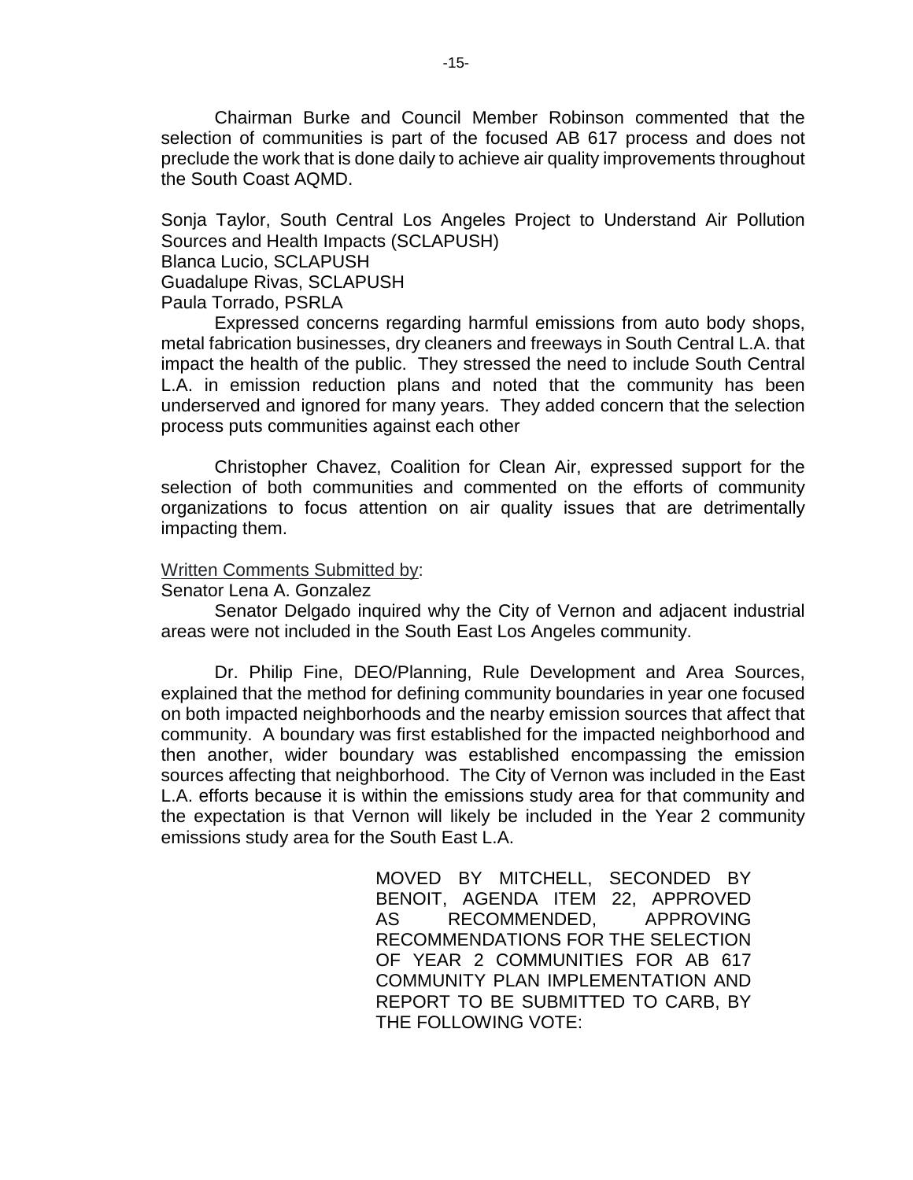Chairman Burke and Council Member Robinson commented that the selection of communities is part of the focused AB 617 process and does not preclude the work that is done daily to achieve air quality improvements throughout the South Coast AQMD.

Sonja Taylor, South Central Los Angeles Project to Understand Air Pollution Sources and Health Impacts (SCLAPUSH)
Blanca Lucio, SCLAPUSH
Guadalupe Rivas, SCLAPUSH
Paula Torrado, PSRLA

Expressed concerns regarding harmful emissions from auto body shops, metal fabrication businesses, dry cleaners and freeways in South Central L.A. that impact the health of the public. They stressed the need to include South Central L.A. in emission reduction plans and noted that the community has been underserved and ignored for many years. They added concern that the selection process puts communities against each other

Christopher Chavez, Coalition for Clean Air, expressed support for the selection of both communities and commented on the efforts of community organizations to focus attention on air quality issues that are detrimentally impacting them.

Written Comments Submitted by:
Senator Lena A. Gonzalez

Senator Delgado inquired why the City of Vernon and adjacent industrial areas were not included in the South East Los Angeles community.

Dr. Philip Fine, DEO/Planning, Rule Development and Area Sources, explained that the method for defining community boundaries in year one focused on both impacted neighborhoods and the nearby emission sources that affect that community. A boundary was first established for the impacted neighborhood and then another, wider boundary was established encompassing the emission sources affecting that neighborhood. The City of Vernon was included in the East L.A. efforts because it is within the emissions study area for that community and the expectation is that Vernon will likely be included in the Year 2 community emissions study area for the South East L.A.

MOVED BY MITCHELL, SECONDED BY BENOIT, AGENDA ITEM 22, APPROVED AS RECOMMENDED, APPROVING RECOMMENDATIONS FOR THE SELECTION OF YEAR 2 COMMUNITIES FOR AB 617 COMMUNITY PLAN IMPLEMENTATION AND REPORT TO BE SUBMITTED TO CARB, BY THE FOLLOWING VOTE: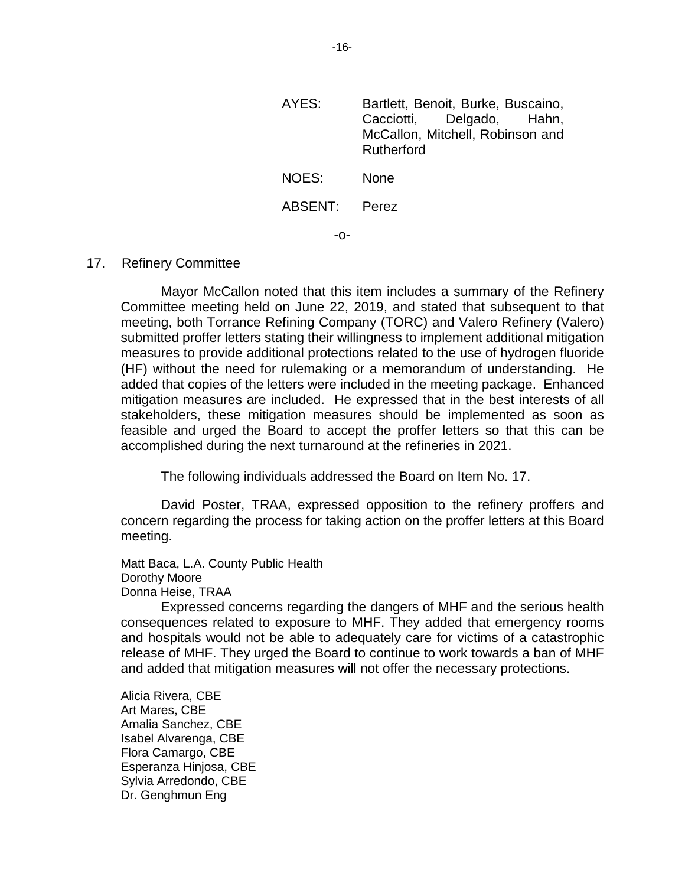| | |
|---|---|
| AYES: | Bartlett, Benoit, Burke, Buscaino, Cacciotti, Delgado, Hahn, McCallon, Mitchell, Robinson and Rutherford |
| NOES: | None |
| ABSENT: | Perez |

-o-

17. Refinery Committee

Mayor McCallon noted that this item includes a summary of the Refinery Committee meeting held on June 22, 2019, and stated that subsequent to that meeting, both Torrance Refining Company (TORC) and Valero Refinery (Valero) submitted proffer letters stating their willingness to implement additional mitigation measures to provide additional protections related to the use of hydrogen fluoride (HF) without the need for rulemaking or a memorandum of understanding. He added that copies of the letters were included in the meeting package. Enhanced mitigation measures are included. He expressed that in the best interests of all stakeholders, these mitigation measures should be implemented as soon as feasible and urged the Board to accept the proffer letters so that this can be accomplished during the next turnaround at the refineries in 2021.

The following individuals addressed the Board on Item No. 17.

David Poster, TRAA, expressed opposition to the refinery proffers and concern regarding the process for taking action on the proffer letters at this Board meeting.

Matt Baca, L.A. County Public Health
Dorothy Moore
Donna Heise, TRAA

Expressed concerns regarding the dangers of MHF and the serious health consequences related to exposure to MHF. They added that emergency rooms and hospitals would not be able to adequately care for victims of a catastrophic release of MHF. They urged the Board to continue to work towards a ban of MHF and added that mitigation measures will not offer the necessary protections.

Alicia Rivera, CBE
Art Mares, CBE
Amalia Sanchez, CBE
Isabel Alvarenga, CBE
Flora Camargo, CBE
Esperanza Hinjosa, CBE
Sylvia Arredondo, CBE
Dr. Genghmun Eng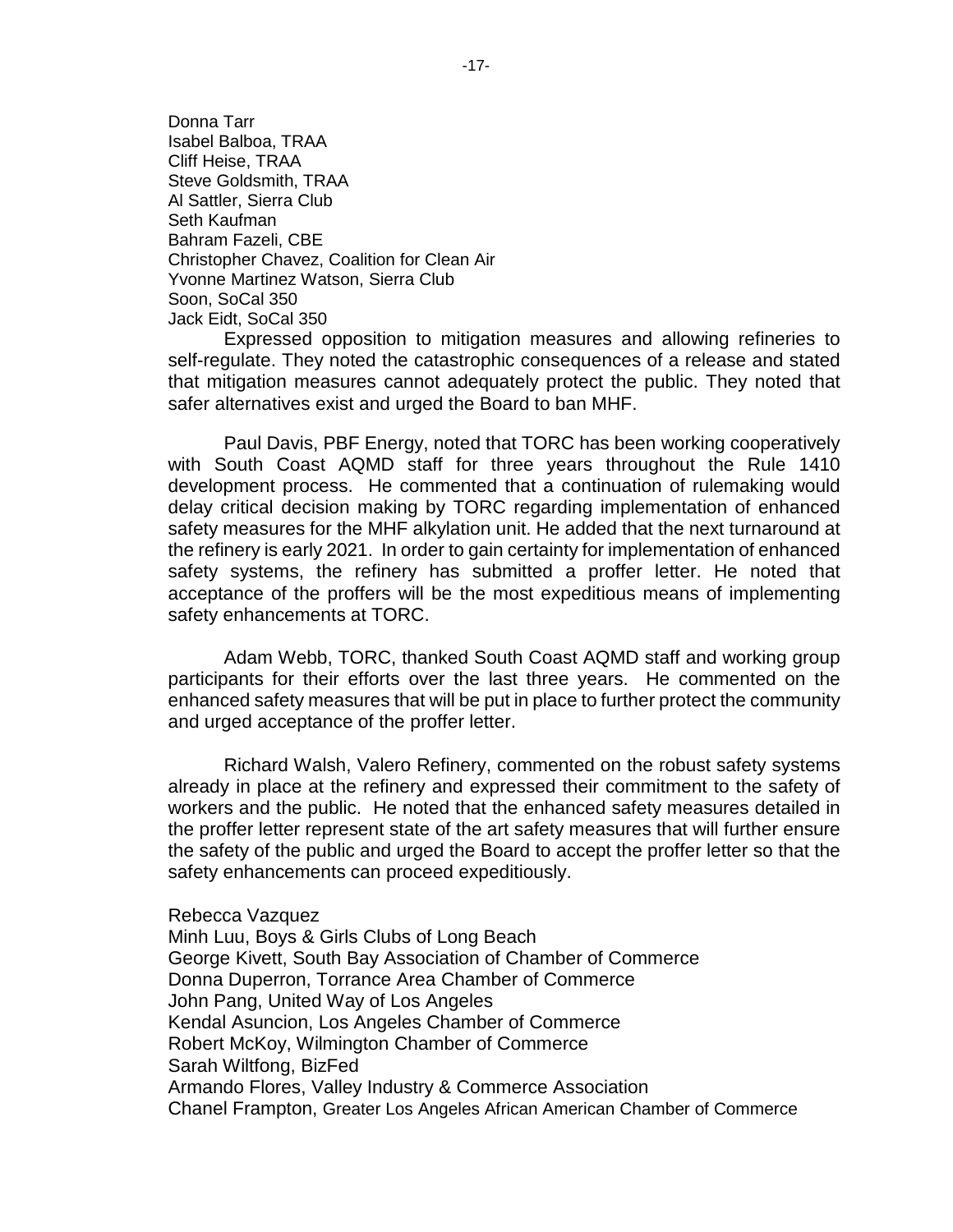Donna Tarr
Isabel Balboa, TRAA
Cliff Heise, TRAA
Steve Goldsmith, TRAA
Al Sattler, Sierra Club
Seth Kaufman
Bahram Fazeli, CBE
Christopher Chavez, Coalition for Clean Air
Yvonne Martinez Watson, Sierra Club
Soon, SoCal 350
Jack Eidt, SoCal 350

Expressed opposition to mitigation measures and allowing refineries to self-regulate. They noted the catastrophic consequences of a release and stated that mitigation measures cannot adequately protect the public. They noted that safer alternatives exist and urged the Board to ban MHF.

Paul Davis, PBF Energy, noted that TORC has been working cooperatively with South Coast AQMD staff for three years throughout the Rule 1410 development process. He commented that a continuation of rulemaking would delay critical decision making by TORC regarding implementation of enhanced safety measures for the MHF alkylation unit. He added that the next turnaround at the refinery is early 2021. In order to gain certainty for implementation of enhanced safety systems, the refinery has submitted a proffer letter. He noted that acceptance of the proffers will be the most expeditious means of implementing safety enhancements at TORC.

Adam Webb, TORC, thanked South Coast AQMD staff and working group participants for their efforts over the last three years. He commented on the enhanced safety measures that will be put in place to further protect the community and urged acceptance of the proffer letter.

Richard Walsh, Valero Refinery, commented on the robust safety systems already in place at the refinery and expressed their commitment to the safety of workers and the public. He noted that the enhanced safety measures detailed in the proffer letter represent state of the art safety measures that will further ensure the safety of the public and urged the Board to accept the proffer letter so that the safety enhancements can proceed expeditiously.

Rebecca Vazquez
Minh Luu, Boys & Girls Clubs of Long Beach
George Kivett, South Bay Association of Chamber of Commerce
Donna Duperron, Torrance Area Chamber of Commerce
John Pang, United Way of Los Angeles
Kendal Asuncion, Los Angeles Chamber of Commerce
Robert McKoy, Wilmington Chamber of Commerce
Sarah Wiltfong, BizFed
Armando Flores, Valley Industry & Commerce Association
Chanel Frampton, Greater Los Angeles African American Chamber of Commerce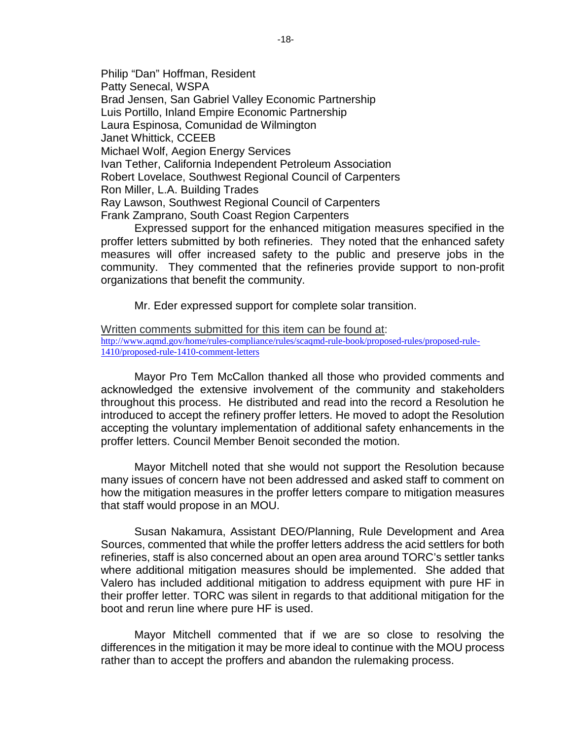Philip "Dan" Hoffman, Resident
Patty Senecal, WSPA
Brad Jensen, San Gabriel Valley Economic Partnership
Luis Portillo, Inland Empire Economic Partnership
Laura Espinosa, Comunidad de Wilmington
Janet Whittick, CCEEB
Michael Wolf, Aegion Energy Services
Ivan Tether, California Independent Petroleum Association
Robert Lovelace, Southwest Regional Council of Carpenters
Ron Miller, L.A. Building Trades
Ray Lawson, Southwest Regional Council of Carpenters
Frank Zamprano, South Coast Region Carpenters

Expressed support for the enhanced mitigation measures specified in the proffer letters submitted by both refineries. They noted that the enhanced safety measures will offer increased safety to the public and preserve jobs in the community. They commented that the refineries provide support to non-profit organizations that benefit the community.

Mr. Eder expressed support for complete solar transition.

Written comments submitted for this item can be found at:
http://www.aqmd.gov/home/rules-compliance/rules/scaqmd-rule-book/proposed-rules/proposed-rule-1410/proposed-rule-1410-comment-letters

Mayor Pro Tem McCallon thanked all those who provided comments and acknowledged the extensive involvement of the community and stakeholders throughout this process. He distributed and read into the record a Resolution he introduced to accept the refinery proffer letters. He moved to adopt the Resolution accepting the voluntary implementation of additional safety enhancements in the proffer letters. Council Member Benoit seconded the motion.

Mayor Mitchell noted that she would not support the Resolution because many issues of concern have not been addressed and asked staff to comment on how the mitigation measures in the proffer letters compare to mitigation measures that staff would propose in an MOU.

Susan Nakamura, Assistant DEO/Planning, Rule Development and Area Sources, commented that while the proffer letters address the acid settlers for both refineries, staff is also concerned about an open area around TORC's settler tanks where additional mitigation measures should be implemented. She added that Valero has included additional mitigation to address equipment with pure HF in their proffer letter. TORC was silent in regards to that additional mitigation for the boot and rerun line where pure HF is used.

Mayor Mitchell commented that if we are so close to resolving the differences in the mitigation it may be more ideal to continue with the MOU process rather than to accept the proffers and abandon the rulemaking process.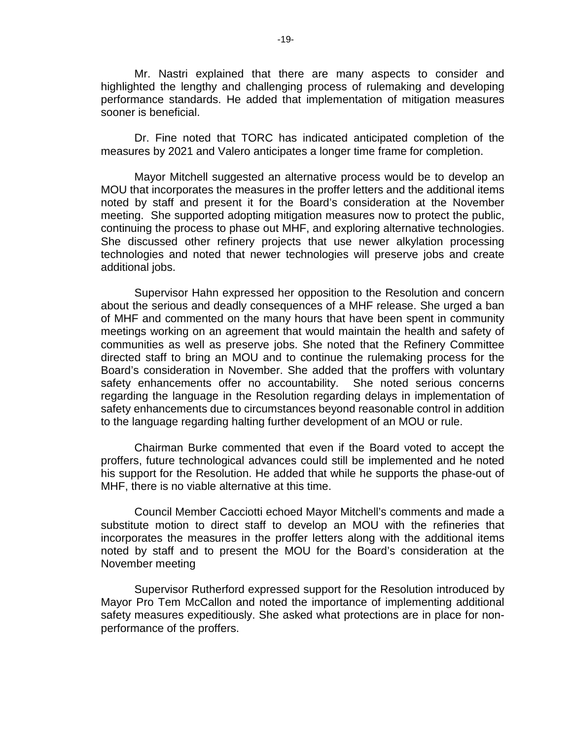Mr. Nastri explained that there are many aspects to consider and highlighted the lengthy and challenging process of rulemaking and developing performance standards. He added that implementation of mitigation measures sooner is beneficial.

Dr. Fine noted that TORC has indicated anticipated completion of the measures by 2021 and Valero anticipates a longer time frame for completion.

Mayor Mitchell suggested an alternative process would be to develop an MOU that incorporates the measures in the proffer letters and the additional items noted by staff and present it for the Board's consideration at the November meeting. She supported adopting mitigation measures now to protect the public, continuing the process to phase out MHF, and exploring alternative technologies. She discussed other refinery projects that use newer alkylation processing technologies and noted that newer technologies will preserve jobs and create additional jobs.

Supervisor Hahn expressed her opposition to the Resolution and concern about the serious and deadly consequences of a MHF release. She urged a ban of MHF and commented on the many hours that have been spent in community meetings working on an agreement that would maintain the health and safety of communities as well as preserve jobs. She noted that the Refinery Committee directed staff to bring an MOU and to continue the rulemaking process for the Board's consideration in November. She added that the proffers with voluntary safety enhancements offer no accountability. She noted serious concerns regarding the language in the Resolution regarding delays in implementation of safety enhancements due to circumstances beyond reasonable control in addition to the language regarding halting further development of an MOU or rule.

Chairman Burke commented that even if the Board voted to accept the proffers, future technological advances could still be implemented and he noted his support for the Resolution. He added that while he supports the phase-out of MHF, there is no viable alternative at this time.

Council Member Cacciotti echoed Mayor Mitchell's comments and made a substitute motion to direct staff to develop an MOU with the refineries that incorporates the measures in the proffer letters along with the additional items noted by staff and to present the MOU for the Board's consideration at the November meeting

Supervisor Rutherford expressed support for the Resolution introduced by Mayor Pro Tem McCallon and noted the importance of implementing additional safety measures expeditiously. She asked what protections are in place for non-performance of the proffers.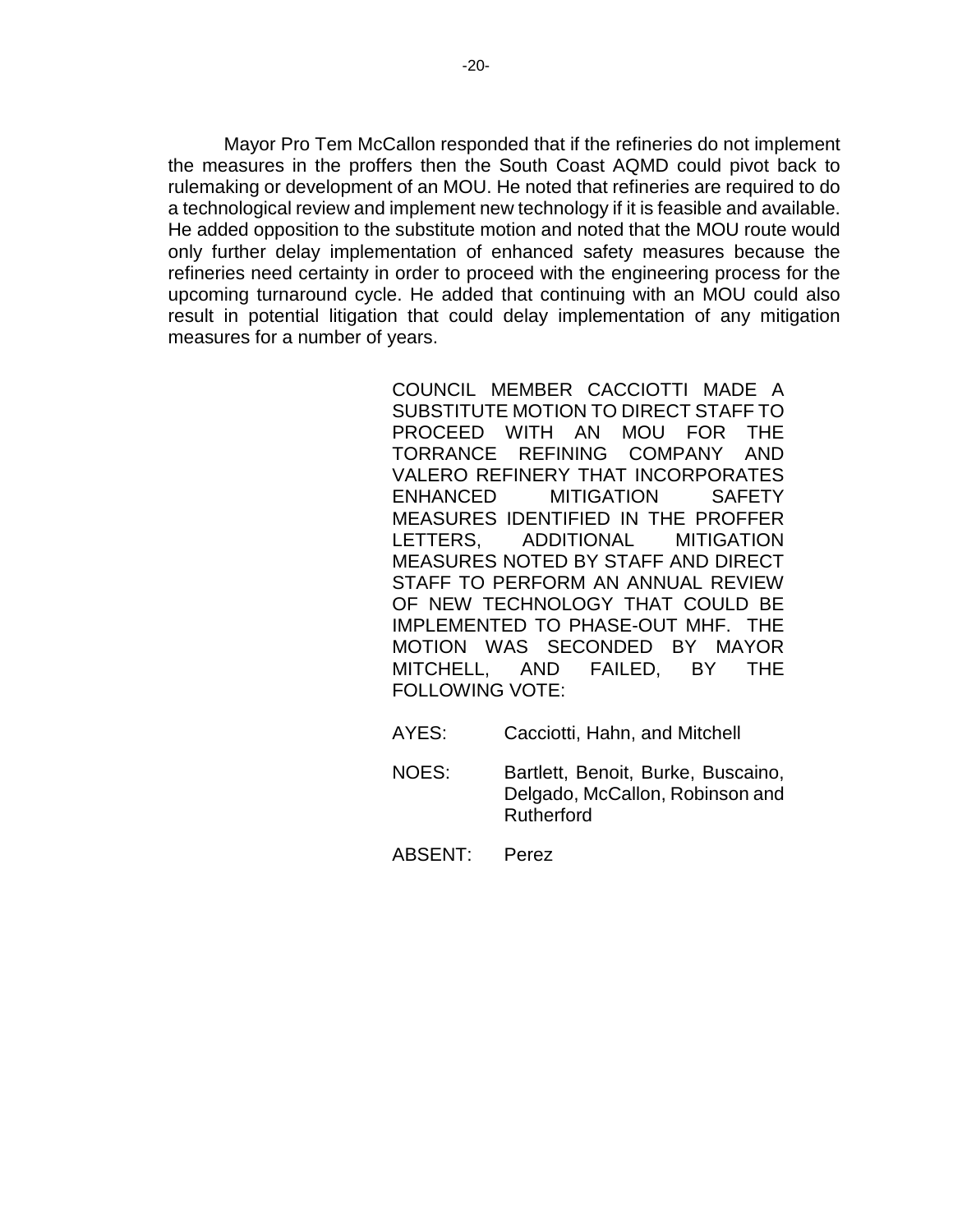Mayor Pro Tem McCallon responded that if the refineries do not implement the measures in the proffers then the South Coast AQMD could pivot back to rulemaking or development of an MOU. He noted that refineries are required to do a technological review and implement new technology if it is feasible and available. He added opposition to the substitute motion and noted that the MOU route would only further delay implementation of enhanced safety measures because the refineries need certainty in order to proceed with the engineering process for the upcoming turnaround cycle. He added that continuing with an MOU could also result in potential litigation that could delay implementation of any mitigation measures for a number of years.

COUNCIL MEMBER CACCIOTTI MADE A SUBSTITUTE MOTION TO DIRECT STAFF TO PROCEED WITH AN MOU FOR THE TORRANCE REFINING COMPANY AND VALERO REFINERY THAT INCORPORATES ENHANCED MITIGATION SAFETY MEASURES IDENTIFIED IN THE PROFFER LETTERS, ADDITIONAL MITIGATION MEASURES NOTED BY STAFF AND DIRECT STAFF TO PERFORM AN ANNUAL REVIEW OF NEW TECHNOLOGY THAT COULD BE IMPLEMENTED TO PHASE-OUT MHF. THE MOTION WAS SECONDED BY MAYOR MITCHELL, AND FAILED, BY THE FOLLOWING VOTE:

AYES: Cacciotti, Hahn, and Mitchell

NOES: Bartlett, Benoit, Burke, Buscaino, Delgado, McCallon, Robinson and Rutherford

ABSENT: Perez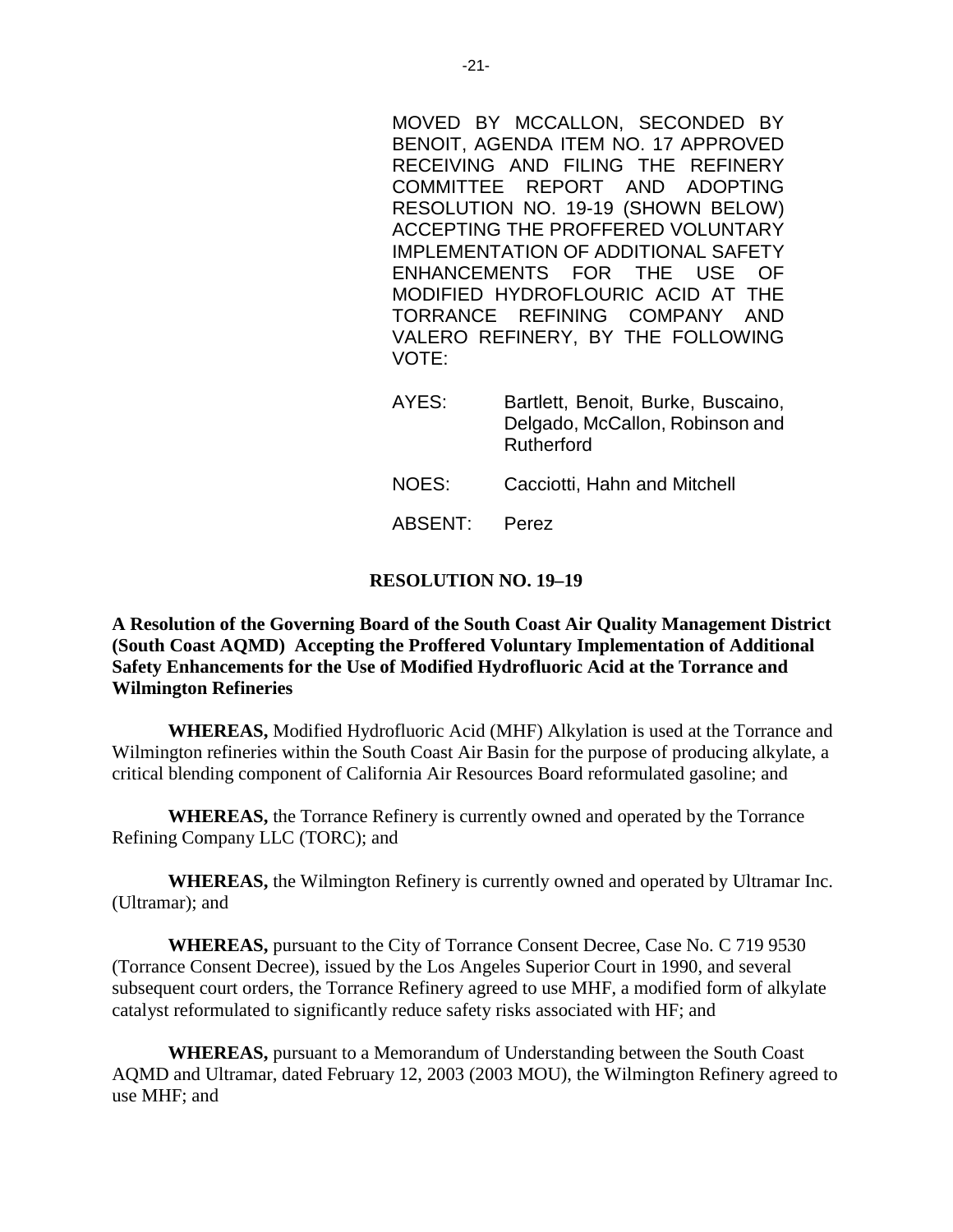MOVED BY MCCALLON, SECONDED BY BENOIT, AGENDA ITEM NO. 17 APPROVED RECEIVING AND FILING THE REFINERY COMMITTEE REPORT AND ADOPTING RESOLUTION NO. 19-19 (SHOWN BELOW) ACCEPTING THE PROFFERED VOLUNTARY IMPLEMENTATION OF ADDITIONAL SAFETY ENHANCEMENTS FOR THE USE OF MODIFIED HYDROFLOURIC ACID AT THE TORRANCE REFINING COMPANY AND VALERO REFINERY, BY THE FOLLOWING VOTE:

AYES: Bartlett, Benoit, Burke, Buscaino, Delgado, McCallon, Robinson and Rutherford

NOES: Cacciotti, Hahn and Mitchell

ABSENT: Perez

**RESOLUTION NO. 19–19**

**A Resolution of the Governing Board of the South Coast Air Quality Management District (South Coast AQMD) Accepting the Proffered Voluntary Implementation of Additional Safety Enhancements for the Use of Modified Hydrofluoric Acid at the Torrance and Wilmington Refineries**

**WHEREAS,** Modified Hydrofluoric Acid (MHF) Alkylation is used at the Torrance and Wilmington refineries within the South Coast Air Basin for the purpose of producing alkylate, a critical blending component of California Air Resources Board reformulated gasoline; and

**WHEREAS,** the Torrance Refinery is currently owned and operated by the Torrance Refining Company LLC (TORC); and

**WHEREAS,** the Wilmington Refinery is currently owned and operated by Ultramar Inc. (Ultramar); and

**WHEREAS,** pursuant to the City of Torrance Consent Decree, Case No. C 719 9530 (Torrance Consent Decree), issued by the Los Angeles Superior Court in 1990, and several subsequent court orders, the Torrance Refinery agreed to use MHF, a modified form of alkylate catalyst reformulated to significantly reduce safety risks associated with HF; and

**WHEREAS,** pursuant to a Memorandum of Understanding between the South Coast AQMD and Ultramar, dated February 12, 2003 (2003 MOU), the Wilmington Refinery agreed to use MHF; and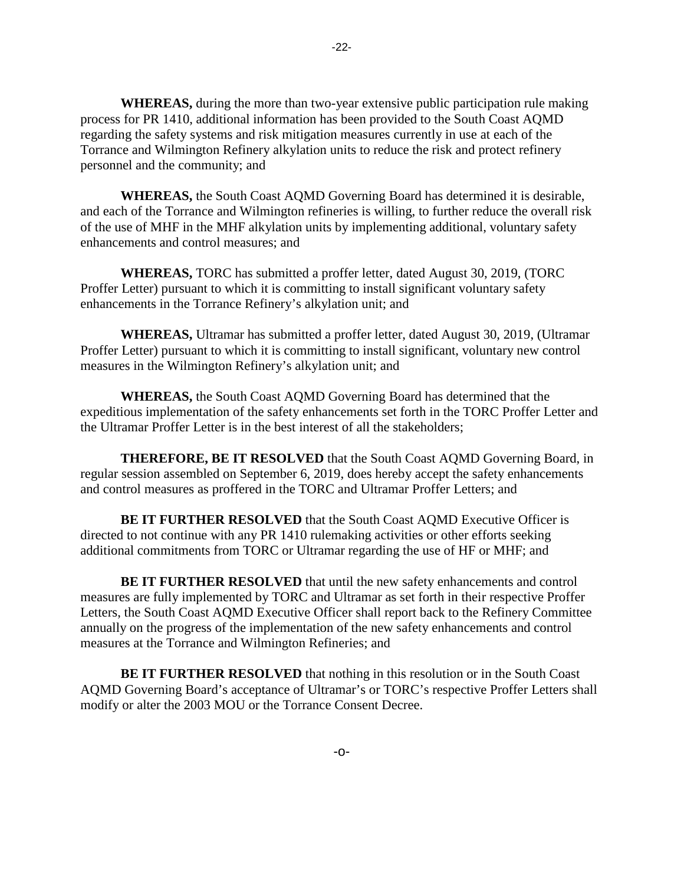**WHEREAS,** during the more than two-year extensive public participation rule making process for PR 1410, additional information has been provided to the South Coast AQMD regarding the safety systems and risk mitigation measures currently in use at each of the Torrance and Wilmington Refinery alkylation units to reduce the risk and protect refinery personnel and the community; and

**WHEREAS,** the South Coast AQMD Governing Board has determined it is desirable, and each of the Torrance and Wilmington refineries is willing, to further reduce the overall risk of the use of MHF in the MHF alkylation units by implementing additional, voluntary safety enhancements and control measures; and

**WHEREAS,** TORC has submitted a proffer letter, dated August 30, 2019, (TORC Proffer Letter) pursuant to which it is committing to install significant voluntary safety enhancements in the Torrance Refinery's alkylation unit; and

**WHEREAS,** Ultramar has submitted a proffer letter, dated August 30, 2019, (Ultramar Proffer Letter) pursuant to which it is committing to install significant, voluntary new control measures in the Wilmington Refinery's alkylation unit; and

**WHEREAS,** the South Coast AQMD Governing Board has determined that the expeditious implementation of the safety enhancements set forth in the TORC Proffer Letter and the Ultramar Proffer Letter is in the best interest of all the stakeholders;

**THEREFORE, BE IT RESOLVED** that the South Coast AQMD Governing Board, in regular session assembled on September 6, 2019, does hereby accept the safety enhancements and control measures as proffered in the TORC and Ultramar Proffer Letters; and

**BE IT FURTHER RESOLVED** that the South Coast AQMD Executive Officer is directed to not continue with any PR 1410 rulemaking activities or other efforts seeking additional commitments from TORC or Ultramar regarding the use of HF or MHF; and

**BE IT FURTHER RESOLVED** that until the new safety enhancements and control measures are fully implemented by TORC and Ultramar as set forth in their respective Proffer Letters, the South Coast AQMD Executive Officer shall report back to the Refinery Committee annually on the progress of the implementation of the new safety enhancements and control measures at the Torrance and Wilmington Refineries; and

**BE IT FURTHER RESOLVED** that nothing in this resolution or in the South Coast AQMD Governing Board's acceptance of Ultramar's or TORC's respective Proffer Letters shall modify or alter the 2003 MOU or the Torrance Consent Decree.

-o-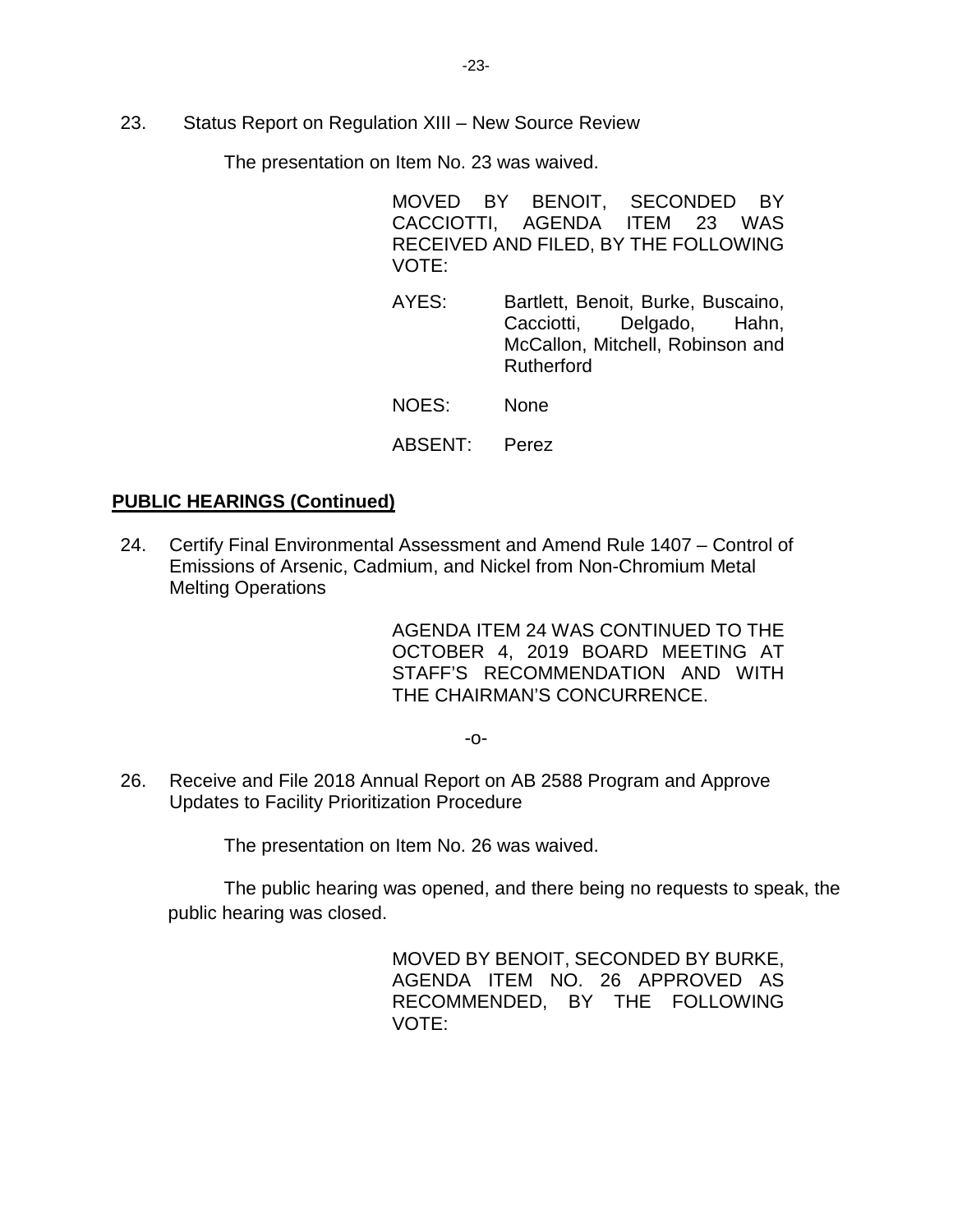23. Status Report on Regulation XIII – New Source Review

The presentation on Item No. 23 was waived.

> MOVED BY BENOIT, SECONDED BY CACCIOTTI, AGENDA ITEM 23 WAS RECEIVED AND FILED, BY THE FOLLOWING VOTE:
>
> AYES: Bartlett, Benoit, Burke, Buscaino, Cacciotti, Delgado, Hahn, McCallon, Mitchell, Robinson and Rutherford
>
> NOES: None
>
> ABSENT: Perez

**PUBLIC HEARINGS (Continued)**

24. Certify Final Environmental Assessment and Amend Rule 1407 – Control of Emissions of Arsenic, Cadmium, and Nickel from Non-Chromium Metal Melting Operations

> AGENDA ITEM 24 WAS CONTINUED TO THE OCTOBER 4, 2019 BOARD MEETING AT STAFF'S RECOMMENDATION AND WITH THE CHAIRMAN'S CONCURRENCE.

-o-

26. Receive and File 2018 Annual Report on AB 2588 Program and Approve Updates to Facility Prioritization Procedure

The presentation on Item No. 26 was waived.

The public hearing was opened, and there being no requests to speak, the public hearing was closed.

> MOVED BY BENOIT, SECONDED BY BURKE, AGENDA ITEM NO. 26 APPROVED AS RECOMMENDED, BY THE FOLLOWING VOTE: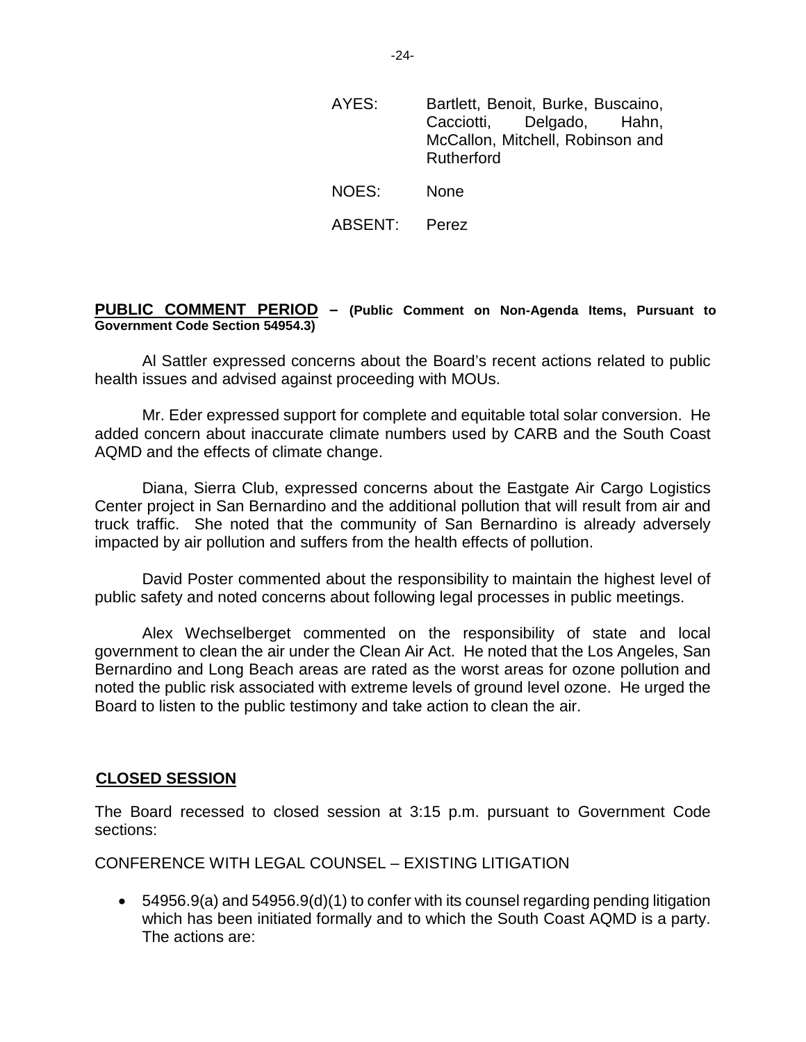AYES: Bartlett, Benoit, Burke, Buscaino, Cacciotti, Delgado, Hahn, McCallon, Mitchell, Robinson and Rutherford

NOES: None

ABSENT: Perez

**PUBLIC COMMENT PERIOD – (Public Comment on Non-Agenda Items, Pursuant to Government Code Section 54954.3)**

Al Sattler expressed concerns about the Board's recent actions related to public health issues and advised against proceeding with MOUs.

Mr. Eder expressed support for complete and equitable total solar conversion. He added concern about inaccurate climate numbers used by CARB and the South Coast AQMD and the effects of climate change.

Diana, Sierra Club, expressed concerns about the Eastgate Air Cargo Logistics Center project in San Bernardino and the additional pollution that will result from air and truck traffic. She noted that the community of San Bernardino is already adversely impacted by air pollution and suffers from the health effects of pollution.

David Poster commented about the responsibility to maintain the highest level of public safety and noted concerns about following legal processes in public meetings.

Alex Wechselberget commented on the responsibility of state and local government to clean the air under the Clean Air Act. He noted that the Los Angeles, San Bernardino and Long Beach areas are rated as the worst areas for ozone pollution and noted the public risk associated with extreme levels of ground level ozone. He urged the Board to listen to the public testimony and take action to clean the air.

**CLOSED SESSION**

The Board recessed to closed session at 3:15 p.m. pursuant to Government Code sections:

CONFERENCE WITH LEGAL COUNSEL – EXISTING LITIGATION

- 54956.9(a) and 54956.9(d)(1) to confer with its counsel regarding pending litigation which has been initiated formally and to which the South Coast AQMD is a party. The actions are: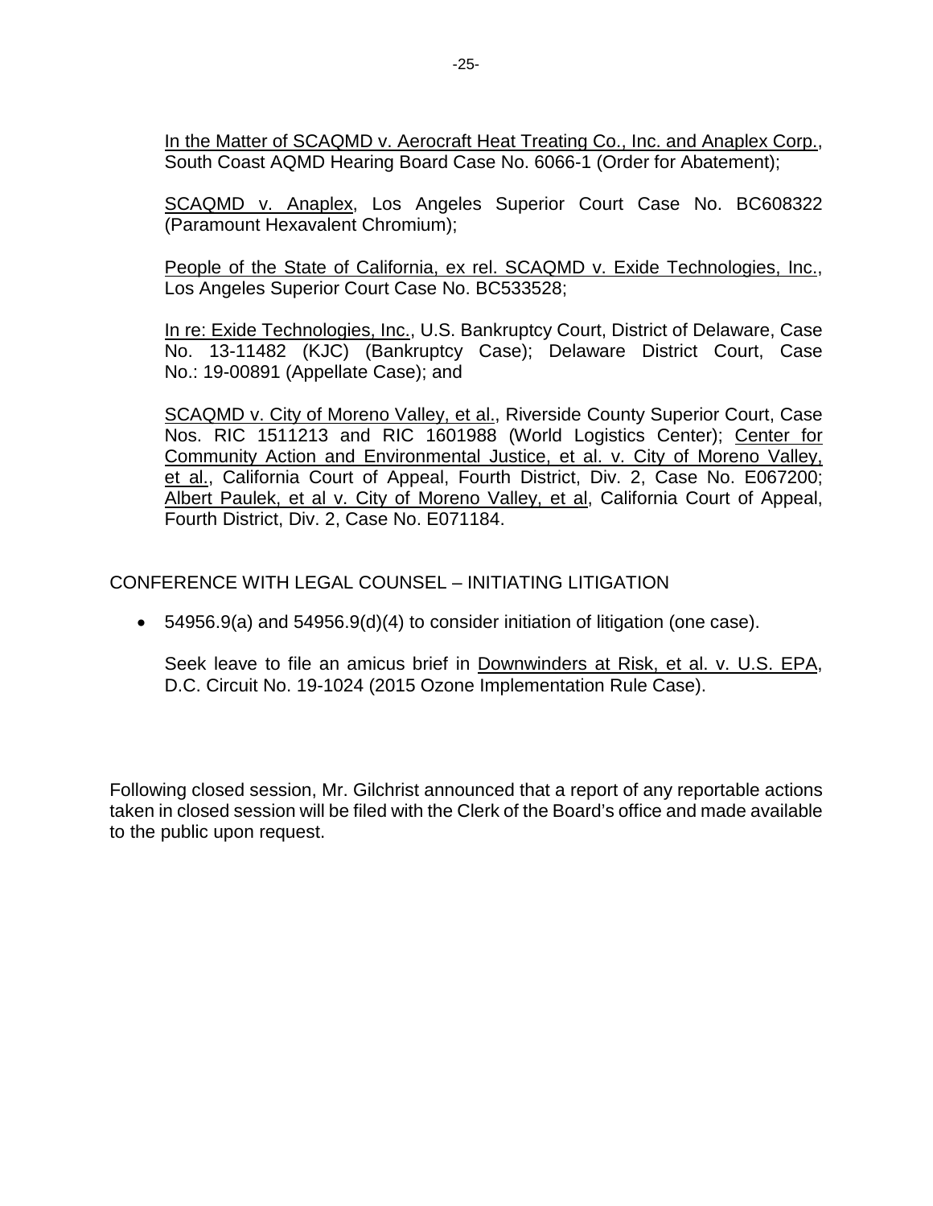In the Matter of SCAQMD v. Aerocraft Heat Treating Co., Inc. and Anaplex Corp., South Coast AQMD Hearing Board Case No. 6066-1 (Order for Abatement);

SCAQMD v. Anaplex, Los Angeles Superior Court Case No. BC608322 (Paramount Hexavalent Chromium);

People of the State of California, ex rel. SCAQMD v. Exide Technologies, Inc., Los Angeles Superior Court Case No. BC533528;

In re: Exide Technologies, Inc., U.S. Bankruptcy Court, District of Delaware, Case No. 13-11482 (KJC) (Bankruptcy Case); Delaware District Court, Case No.: 19-00891 (Appellate Case); and

SCAQMD v. City of Moreno Valley, et al., Riverside County Superior Court, Case Nos. RIC 1511213 and RIC 1601988 (World Logistics Center); Center for Community Action and Environmental Justice, et al. v. City of Moreno Valley, et al., California Court of Appeal, Fourth District, Div. 2, Case No. E067200; Albert Paulek, et al v. City of Moreno Valley, et al, California Court of Appeal, Fourth District, Div. 2, Case No. E071184.

CONFERENCE WITH LEGAL COUNSEL – INITIATING LITIGATION

- 54956.9(a) and 54956.9(d)(4) to consider initiation of litigation (one case).

  Seek leave to file an amicus brief in Downwinders at Risk, et al. v. U.S. EPA, D.C. Circuit No. 19-1024 (2015 Ozone Implementation Rule Case).

Following closed session, Mr. Gilchrist announced that a report of any reportable actions taken in closed session will be filed with the Clerk of the Board's office and made available to the public upon request.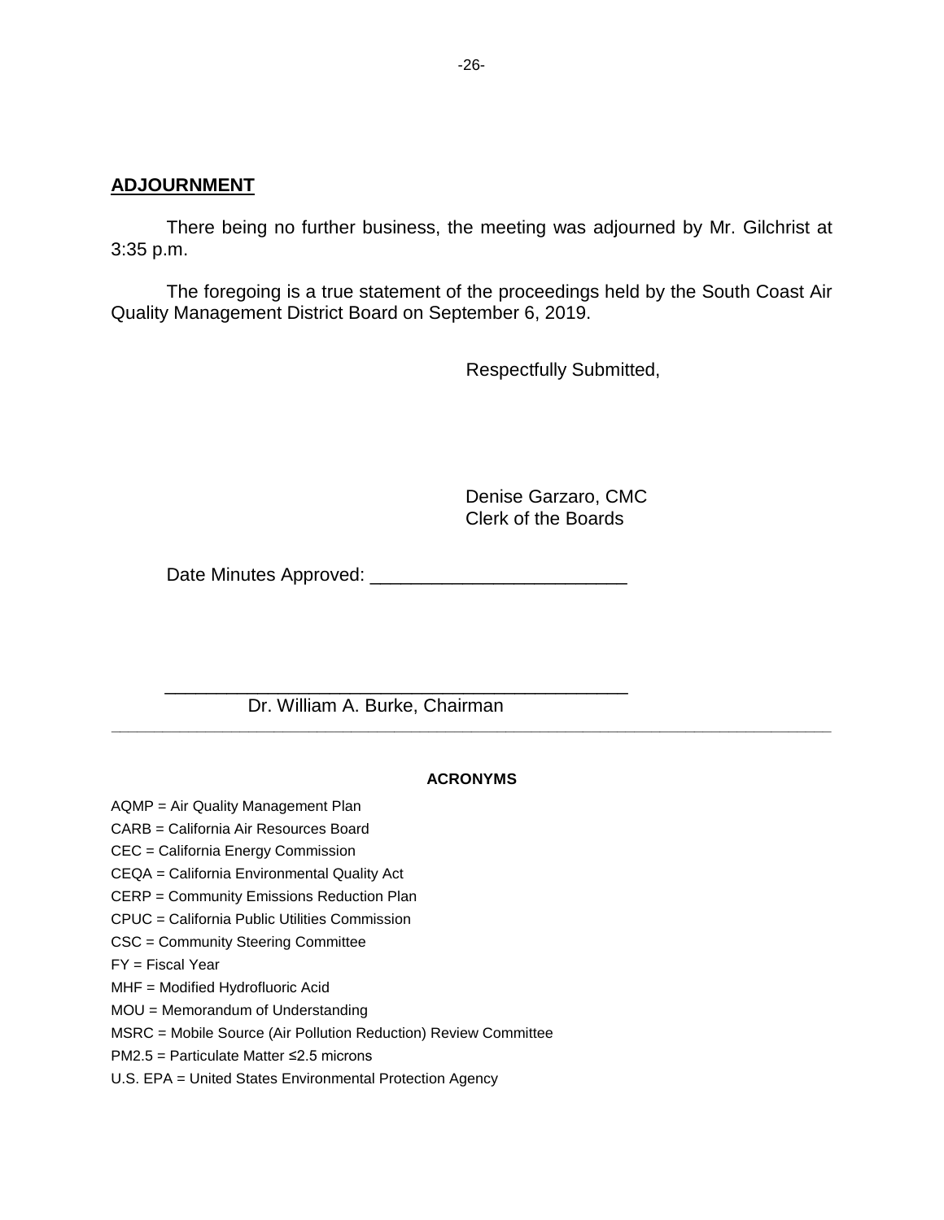**ADJOURNMENT**

There being no further business, the meeting was adjourned by Mr. Gilchrist at 3:35 p.m.

The foregoing is a true statement of the proceedings held by the South Coast Air Quality Management District Board on September 6, 2019.

Respectfully Submitted,

Denise Garzaro, CMC
Clerk of the Boards

Date Minutes Approved: ________________________

___________________________________________
Dr. William A. Burke, Chairman

---

**ACRONYMS**

AQMP = Air Quality Management Plan
CARB = California Air Resources Board
CEC = California Energy Commission
CEQA = California Environmental Quality Act
CERP = Community Emissions Reduction Plan
CPUC = California Public Utilities Commission
CSC = Community Steering Committee
FY = Fiscal Year
MHF = Modified Hydrofluoric Acid
MOU = Memorandum of Understanding
MSRC = Mobile Source (Air Pollution Reduction) Review Committee
PM2.5 = Particulate Matter ≤2.5 microns
U.S. EPA = United States Environmental Protection Agency